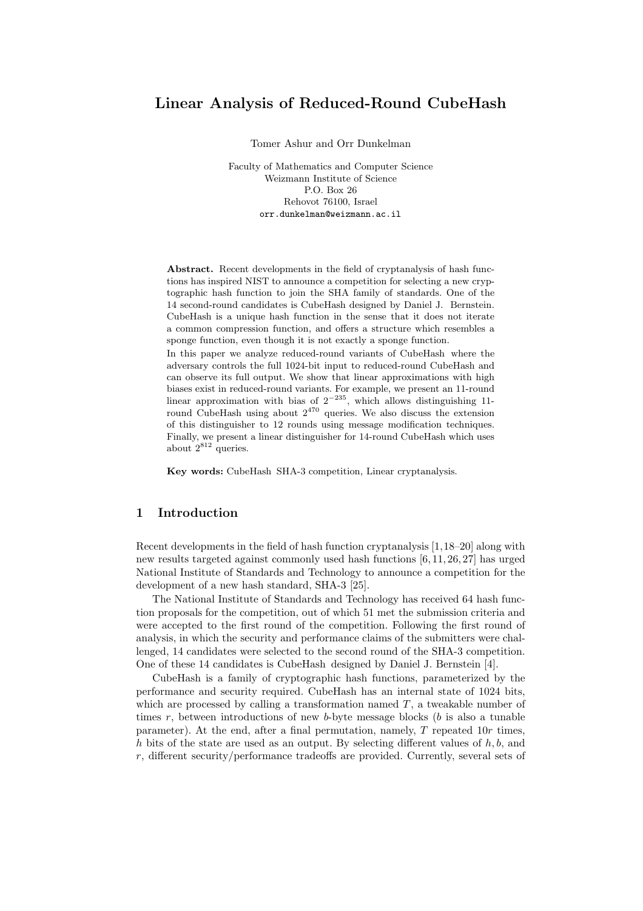# Linear Analysis of Reduced-Round CubeHash

Tomer Ashur and Orr Dunkelman

Faculty of Mathematics and Computer Science
Weizmann Institute of Science
P.O. Box 26
Rehovot 76100, Israel
orr.dunkelman@weizmann.ac.il

**Abstract.** Recent developments in the field of cryptanalysis of hash functions has inspired NIST to announce a competition for selecting a new cryptographic hash function to join the SHA family of standards. One of the 14 second-round candidates is CubeHash designed by Daniel J. Bernstein. CubeHash is a unique hash function in the sense that it does not iterate a common compression function, and offers a structure which resembles a sponge function, even though it is not exactly a sponge function.

In this paper we analyze reduced-round variants of CubeHash where the adversary controls the full 1024-bit input to reduced-round CubeHash and can observe its full output. We show that linear approximations with high biases exist in reduced-round variants. For example, we present an 11-round linear approximation with bias of $2^{-235}$, which allows distinguishing 11-round CubeHash using about $2^{470}$ queries. We also discuss the extension of this distinguisher to 12 rounds using message modification techniques. Finally, we present a linear distinguisher for 14-round CubeHash which uses about $2^{812}$ queries.

**Key words:** CubeHash SHA-3 competition, Linear cryptanalysis.

## 1 Introduction

Recent developments in the field of hash function cryptanalysis [1,18–20] along with new results targeted against commonly used hash functions [6,11,26,27] has urged National Institute of Standards and Technology to announce a competition for the development of a new hash standard, SHA-3 [25].

The National Institute of Standards and Technology has received 64 hash function proposals for the competition, out of which 51 met the submission criteria and were accepted to the first round of the competition. Following the first round of analysis, in which the security and performance claims of the submitters were challenged, 14 candidates were selected to the second round of the SHA-3 competition. One of these 14 candidates is CubeHash designed by Daniel J. Bernstein [4].

CubeHash is a family of cryptographic hash functions, parameterized by the performance and security required. CubeHash has an internal state of 1024 bits, which are processed by calling a transformation named $T$, a tweakable number of times $r$, between introductions of new $b$-byte message blocks ($b$ is also a tunable parameter). At the end, after a final permutation, namely, $T$ repeated $10r$ times, $h$ bits of the state are used as an output. By selecting different values of $h, b$, and $r$, different security/performance tradeoffs are provided. Currently, several sets of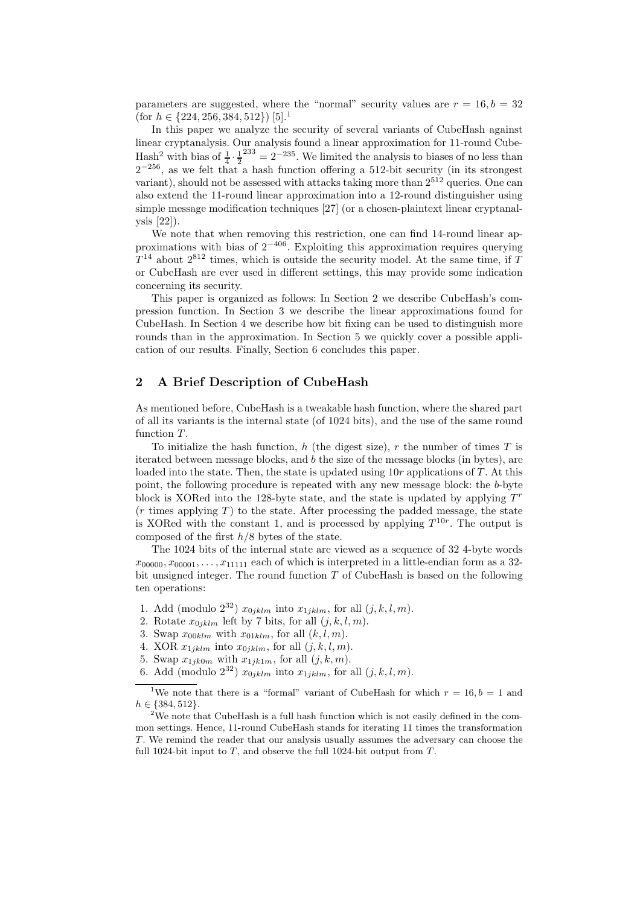parameters are suggested, where the "normal" security values are $r = 16, b = 32$ (for $h \in \{224, 256, 384, 512\}$) [5].[1]

In this paper we analyze the security of several variants of CubeHash against linear cryptanalysis. Our analysis found a linear approximation for 11-round CubeHash[2] with bias of $\frac{1}{4} \cdot \frac{1}{2}^{233} = 2^{-235}$. We limited the analysis to biases of no less than $2^{-256}$, as we felt that a hash function offering a 512-bit security (in its strongest variant), should not be assessed with attacks taking more than $2^{512}$ queries. One can also extend the 11-round linear approximation into a 12-round distinguisher using simple message modification techniques [27] (or a chosen-plaintext linear cryptanalysis [22]).

We note that when removing this restriction, one can find 14-round linear approximations with bias of $2^{-406}$. Exploiting this approximation requires querying $T^{14}$ about $2^{812}$ times, which is outside the security model. At the same time, if $T$ or CubeHash are ever used in different settings, this may provide some indication concerning its security.

This paper is organized as follows: In Section 2 we describe CubeHash's compression function. In Section 3 we describe the linear approximations found for CubeHash. In Section 4 we describe how bit fixing can be used to distinguish more rounds than in the approximation. In Section 5 we quickly cover a possible application of our results. Finally, Section 6 concludes this paper.

## 2 A Brief Description of CubeHash

As mentioned before, CubeHash is a tweakable hash function, where the shared part of all its variants is the internal state (of 1024 bits), and the use of the same round function $T$.

To initialize the hash function, $h$ (the digest size), $r$ the number of times $T$ is iterated between message blocks, and $b$ the size of the message blocks (in bytes), are loaded into the state. Then, the state is updated using $10r$ applications of $T$. At this point, the following procedure is repeated with any new message block: the $b$-byte block is XORed into the 128-byte state, and the state is updated by applying $T^r$ ($r$ times applying $T$) to the state. After processing the padded message, the state is XORed with the constant 1, and is processed by applying $T^{10r}$. The output is composed of the first $h/8$ bytes of the state.

The 1024 bits of the internal state are viewed as a sequence of 32 4-byte words $x_{00000}, x_{00001}, \ldots, x_{11111}$ each of which is interpreted in a little-endian form as a 32-bit unsigned integer. The round function $T$ of CubeHash is based on the following ten operations:

1. Add (modulo $2^{32}$) $x_{0jklm}$ into $x_{1jklm}$, for all $(j, k, l, m)$.
2. Rotate $x_{0jklm}$ left by 7 bits, for all $(j, k, l, m)$.
3. Swap $x_{00klm}$ with $x_{01klm}$, for all $(k, l, m)$.
4. XOR $x_{1jklm}$ into $x_{0jklm}$, for all $(j, k, l, m)$.
5. Swap $x_{1jk0m}$ with $x_{1jk1m}$, for all $(j, k, m)$.
6. Add (modulo $2^{32}$) $x_{0jklm}$ into $x_{1jklm}$, for all $(j, k, l, m)$.

---

[1] We note that there is a "formal" variant of CubeHash for which $r = 16, b = 1$ and $h \in \{384, 512\}$.

[2] We note that CubeHash is a full hash function which is not easily defined in the common settings. Hence, 11-round CubeHash stands for iterating 11 times the transformation $T$. We remind the reader that our analysis usually assumes the adversary can choose the full 1024-bit input to $T$, and observe the full 1024-bit output from $T$.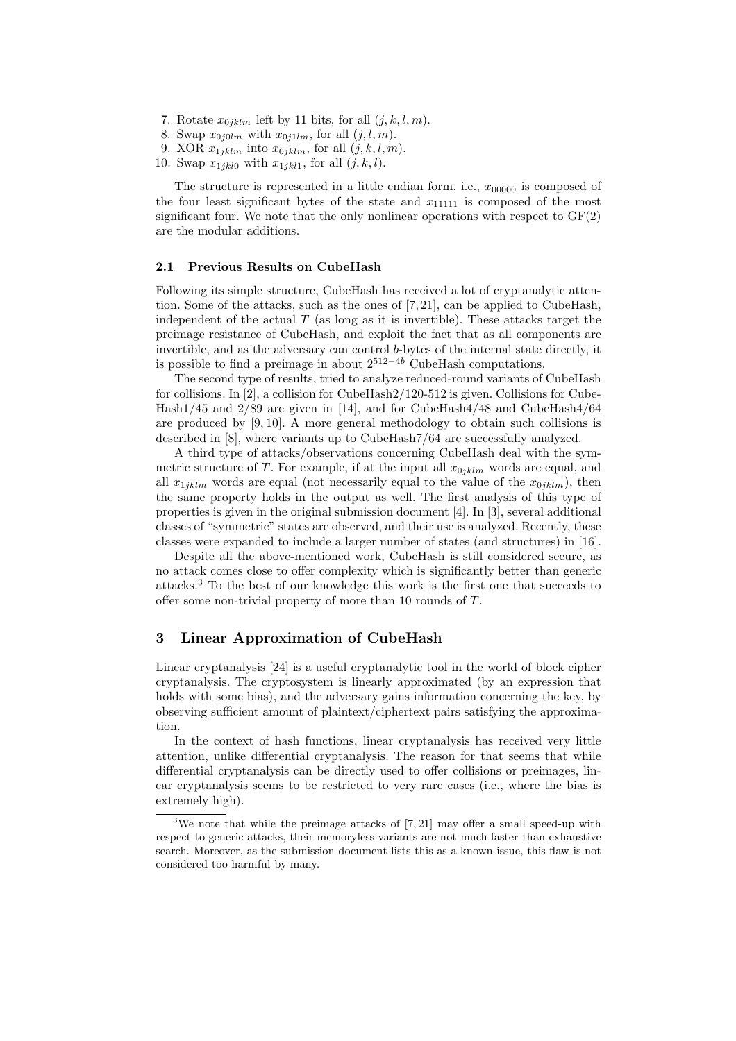7. Rotate $x_{0jklm}$ left by 11 bits, for all $(j, k, l, m)$.
8. Swap $x_{0j0lm}$ with $x_{0j1lm}$, for all $(j, l, m)$.
9. XOR $x_{1jklm}$ into $x_{0jklm}$, for all $(j, k, l, m)$.
10. Swap $x_{1jkl0}$ with $x_{1jkl1}$, for all $(j, k, l)$.

The structure is represented in a little endian form, i.e., $x_{00000}$ is composed of the four least significant bytes of the state and $x_{11111}$ is composed of the most significant four. We note that the only nonlinear operations with respect to GF(2) are the modular additions.

### 2.1 Previous Results on CubeHash

Following its simple structure, CubeHash has received a lot of cryptanalytic attention. Some of the attacks, such as the ones of [7, 21], can be applied to CubeHash, independent of the actual $T$ (as long as it is invertible). These attacks target the preimage resistance of CubeHash, and exploit the fact that as all components are invertible, and as the adversary can control $b$-bytes of the internal state directly, it is possible to find a preimage in about $2^{512-4b}$ CubeHash computations.

The second type of results, tried to analyze reduced-round variants of CubeHash for collisions. In [2], a collision for CubeHash2/120-512 is given. Collisions for CubeHash1/45 and 2/89 are given in [14], and for CubeHash4/48 and CubeHash4/64 are produced by [9, 10]. A more general methodology to obtain such collisions is described in [8], where variants up to CubeHash7/64 are successfully analyzed.

A third type of attacks/observations concerning CubeHash deal with the symmetric structure of $T$. For example, if at the input all $x_{0jklm}$ words are equal, and all $x_{1jklm}$ words are equal (not necessarily equal to the value of the $x_{0jklm}$), then the same property holds in the output as well. The first analysis of this type of properties is given in the original submission document [4]. In [3], several additional classes of "symmetric" states are observed, and their use is analyzed. Recently, these classes were expanded to include a larger number of states (and structures) in [16].

Despite all the above-mentioned work, CubeHash is still considered secure, as no attack comes close to offer complexity which is significantly better than generic attacks.[3] To the best of our knowledge this work is the first one that succeeds to offer some non-trivial property of more than 10 rounds of $T$.

## 3 Linear Approximation of CubeHash

Linear cryptanalysis [24] is a useful cryptanalytic tool in the world of block cipher cryptanalysis. The cryptosystem is linearly approximated (by an expression that holds with some bias), and the adversary gains information concerning the key, by observing sufficient amount of plaintext/ciphertext pairs satisfying the approximation.

In the context of hash functions, linear cryptanalysis has received very little attention, unlike differential cryptanalysis. The reason for that seems that while differential cryptanalysis can be directly used to offer collisions or preimages, linear cryptanalysis seems to be restricted to very rare cases (i.e., where the bias is extremely high).

[3] We note that while the preimage attacks of [7, 21] may offer a small speed-up with respect to generic attacks, their memoryless variants are not much faster than exhaustive search. Moreover, as the submission document lists this as a known issue, this flaw is not considered too harmful by many.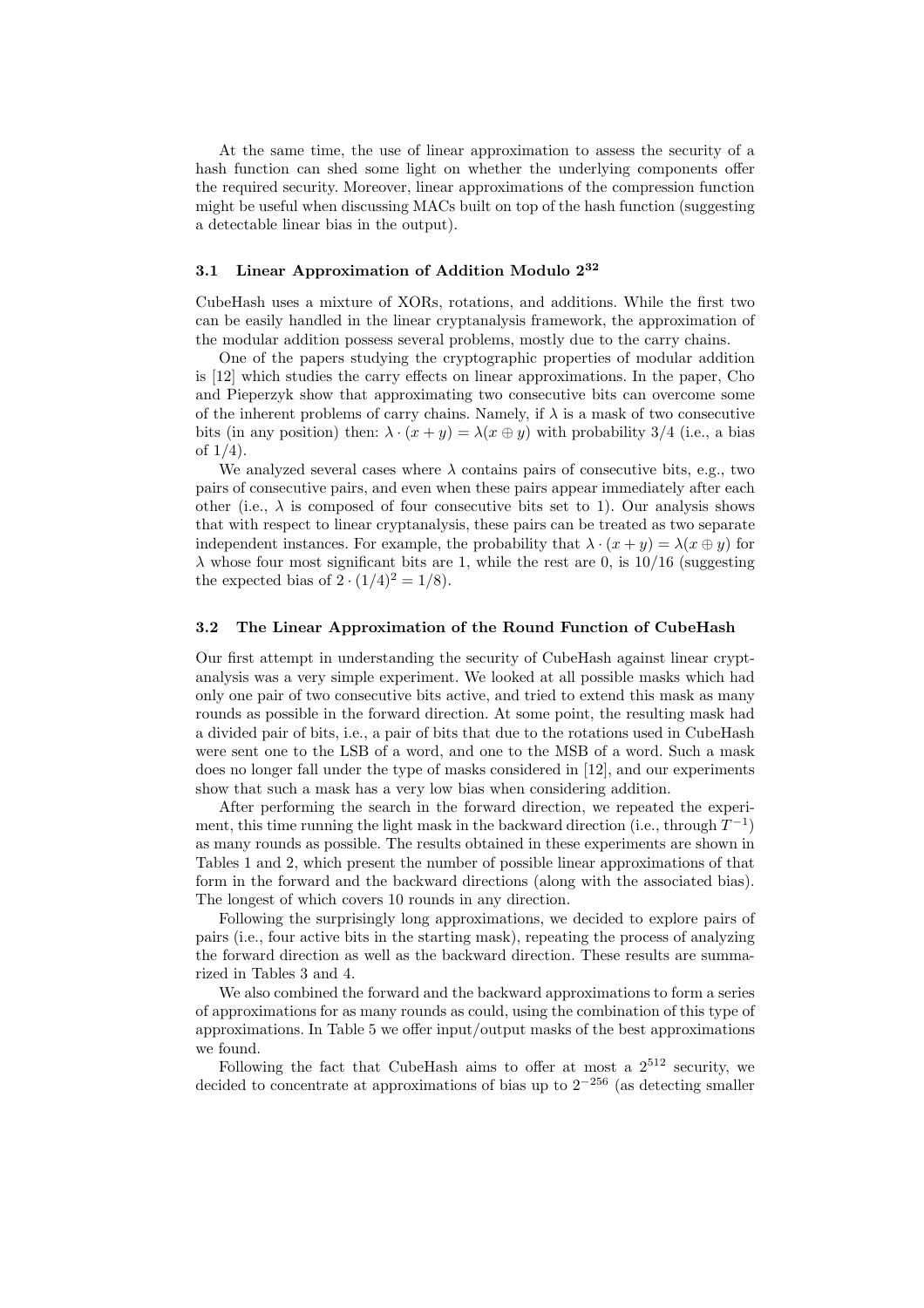At the same time, the use of linear approximation to assess the security of a hash function can shed some light on whether the underlying components offer the required security. Moreover, linear approximations of the compression function might be useful when discussing MACs built on top of the hash function (suggesting a detectable linear bias in the output).

### 3.1 Linear Approximation of Addition Modulo $2^{32}$

CubeHash uses a mixture of XORs, rotations, and additions. While the first two can be easily handled in the linear cryptanalysis framework, the approximation of the modular addition possess several problems, mostly due to the carry chains.

One of the papers studying the cryptographic properties of modular addition is [12] which studies the carry effects on linear approximations. In the paper, Cho and Pieperzyk show that approximating two consecutive bits can overcome some of the inherent problems of carry chains. Namely, if $\lambda$ is a mask of two consecutive bits (in any position) then: $\lambda \cdot (x + y) = \lambda(x \oplus y)$ with probability 3/4 (i.e., a bias of 1/4).

We analyzed several cases where $\lambda$ contains pairs of consecutive bits, e.g., two pairs of consecutive pairs, and even when these pairs appear immediately after each other (i.e., $\lambda$ is composed of four consecutive bits set to 1). Our analysis shows that with respect to linear cryptanalysis, these pairs can be treated as two separate independent instances. For example, the probability that $\lambda \cdot (x + y) = \lambda(x \oplus y)$ for $\lambda$ whose four most significant bits are 1, while the rest are 0, is 10/16 (suggesting the expected bias of $2 \cdot (1/4)^2 = 1/8$).

### 3.2 The Linear Approximation of the Round Function of CubeHash

Our first attempt in understanding the security of CubeHash against linear cryptanalysis was a very simple experiment. We looked at all possible masks which had only one pair of two consecutive bits active, and tried to extend this mask as many rounds as possible in the forward direction. At some point, the resulting mask had a divided pair of bits, i.e., a pair of bits that due to the rotations used in CubeHash were sent one to the LSB of a word, and one to the MSB of a word. Such a mask does no longer fall under the type of masks considered in [12], and our experiments show that such a mask has a very low bias when considering addition.

After performing the search in the forward direction, we repeated the experiment, this time running the light mask in the backward direction (i.e., through $T^{-1}$) as many rounds as possible. The results obtained in these experiments are shown in Tables 1 and 2, which present the number of possible linear approximations of that form in the forward and the backward directions (along with the associated bias). The longest of which covers 10 rounds in any direction.

Following the surprisingly long approximations, we decided to explore pairs of pairs (i.e., four active bits in the starting mask), repeating the process of analyzing the forward direction as well as the backward direction. These results are summarized in Tables 3 and 4.

We also combined the forward and the backward approximations to form a series of approximations for as many rounds as could, using the combination of this type of approximations. In Table 5 we offer input/output masks of the best approximations we found.

Following the fact that CubeHash aims to offer at most a $2^{512}$ security, we decided to concentrate at approximations of bias up to $2^{-256}$ (as detecting smaller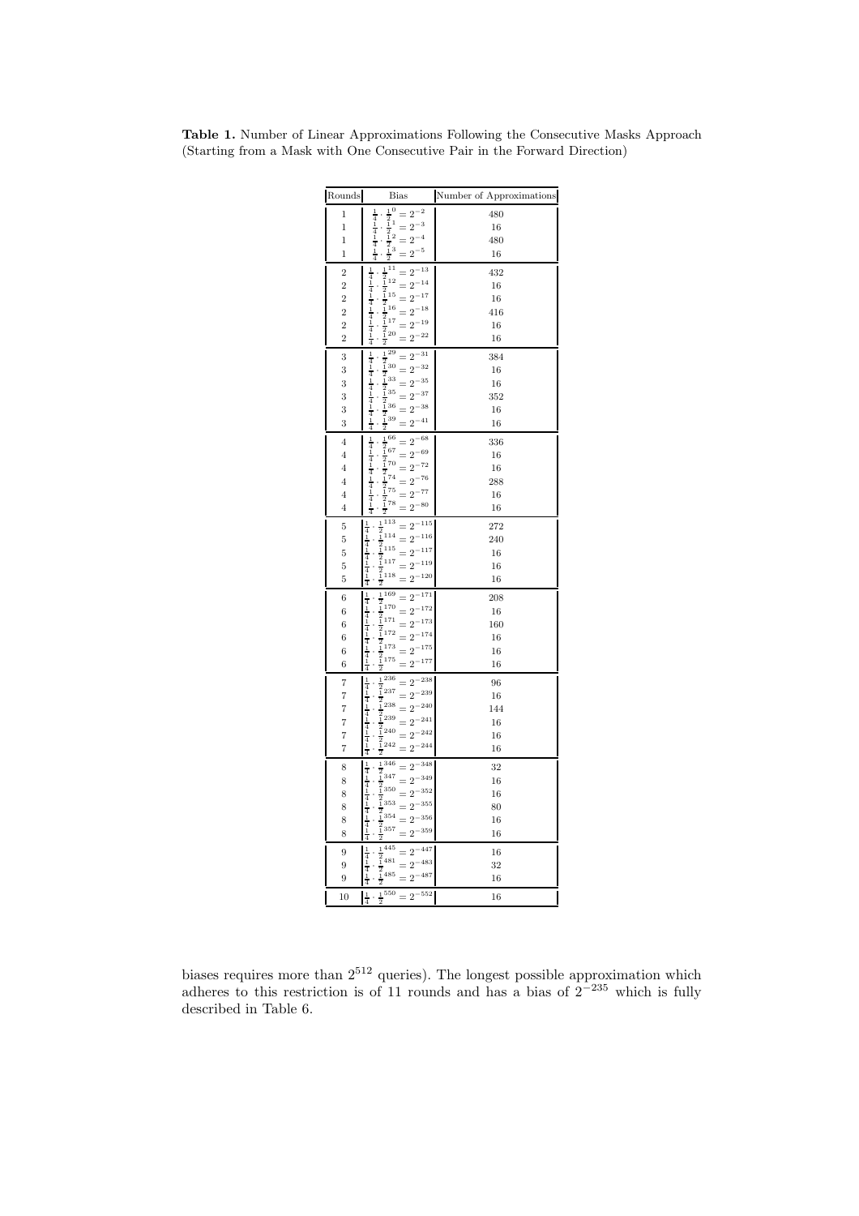**Table 1.** Number of Linear Approximations Following the Consecutive Masks Approach (Starting from a Mask with One Consecutive Pair in the Forward Direction)

| Rounds | Bias | Number of Approximations |
|---|---|---|
| 1 | $\frac{1}{4} \cdot \frac{1}{2}^{0} = 2^{-2}$ | 480 |
| 1 | $\frac{1}{4} \cdot \frac{1}{2}^{1} = 2^{-3}$ | 16 |
| 1 | $\frac{1}{4} \cdot \frac{1}{2}^{2} = 2^{-4}$ | 480 |
| 1 | $\frac{1}{4} \cdot \frac{1}{2}^{3} = 2^{-5}$ | 16 |
| 2 | $\frac{1}{4} \cdot \frac{1}{2}^{11} = 2^{-13}$ | 432 |
| 2 | $\frac{1}{4} \cdot \frac{1}{2}^{12} = 2^{-14}$ | 16 |
| 2 | $\frac{1}{4} \cdot \frac{1}{2}^{15} = 2^{-17}$ | 16 |
| 2 | $\frac{1}{4} \cdot \frac{1}{2}^{16} = 2^{-18}$ | 416 |
| 2 | $\frac{1}{4} \cdot \frac{1}{2}^{17} = 2^{-19}$ | 16 |
| 2 | $\frac{1}{4} \cdot \frac{1}{2}^{20} = 2^{-22}$ | 16 |
| 3 | $\frac{1}{4} \cdot \frac{1}{2}^{29} = 2^{-31}$ | 384 |
| 3 | $\frac{1}{4} \cdot \frac{1}{2}^{30} = 2^{-32}$ | 16 |
| 3 | $\frac{1}{4} \cdot \frac{1}{2}^{33} = 2^{-35}$ | 16 |
| 3 | $\frac{1}{4} \cdot \frac{1}{2}^{35} = 2^{-37}$ | 352 |
| 3 | $\frac{1}{4} \cdot \frac{1}{2}^{36} = 2^{-38}$ | 16 |
| 3 | $\frac{1}{4} \cdot \frac{1}{2}^{39} = 2^{-41}$ | 16 |
| 4 | $\frac{1}{4} \cdot \frac{1}{2}^{66} = 2^{-68}$ | 336 |
| 4 | $\frac{1}{4} \cdot \frac{1}{2}^{67} = 2^{-69}$ | 16 |
| 4 | $\frac{1}{4} \cdot \frac{1}{2}^{70} = 2^{-72}$ | 16 |
| 4 | $\frac{1}{4} \cdot \frac{1}{2}^{74} = 2^{-76}$ | 288 |
| 4 | $\frac{1}{4} \cdot \frac{1}{2}^{75} = 2^{-77}$ | 16 |
| 4 | $\frac{1}{4} \cdot \frac{1}{2}^{78} = 2^{-80}$ | 16 |
| 5 | $\frac{1}{4} \cdot \frac{1}{2}^{113} = 2^{-115}$ | 272 |
| 5 | $\frac{1}{4} \cdot \frac{1}{2}^{114} = 2^{-116}$ | 240 |
| 5 | $\frac{1}{4} \cdot \frac{1}{2}^{115} = 2^{-117}$ | 16 |
| 5 | $\frac{1}{4} \cdot \frac{1}{2}^{117} = 2^{-119}$ | 16 |
| 5 | $\frac{1}{4} \cdot \frac{1}{2}^{118} = 2^{-120}$ | 16 |
| 6 | $\frac{1}{4} \cdot \frac{1}{2}^{169} = 2^{-171}$ | 208 |
| 6 | $\frac{1}{4} \cdot \frac{1}{2}^{170} = 2^{-172}$ | 16 |
| 6 | $\frac{1}{4} \cdot \frac{1}{2}^{171} = 2^{-173}$ | 160 |
| 6 | $\frac{1}{4} \cdot \frac{1}{2}^{172} = 2^{-174}$ | 16 |
| 6 | $\frac{1}{4} \cdot \frac{1}{2}^{173} = 2^{-175}$ | 16 |
| 6 | $\frac{1}{4} \cdot \frac{1}{2}^{175} = 2^{-177}$ | 16 |
| 7 | $\frac{1}{4} \cdot \frac{1}{2}^{236} = 2^{-238}$ | 96 |
| 7 | $\frac{1}{4} \cdot \frac{1}{2}^{237} = 2^{-239}$ | 16 |
| 7 | $\frac{1}{4} \cdot \frac{1}{2}^{238} = 2^{-240}$ | 144 |
| 7 | $\frac{1}{4} \cdot \frac{1}{2}^{239} = 2^{-241}$ | 16 |
| 7 | $\frac{1}{4} \cdot \frac{1}{2}^{240} = 2^{-242}$ | 16 |
| 7 | $\frac{1}{4} \cdot \frac{1}{2}^{242} = 2^{-244}$ | 16 |
| 8 | $\frac{1}{4} \cdot \frac{1}{2}^{346} = 2^{-348}$ | 32 |
| 8 | $\frac{1}{4} \cdot \frac{1}{2}^{347} = 2^{-349}$ | 16 |
| 8 | $\frac{1}{4} \cdot \frac{1}{2}^{350} = 2^{-352}$ | 16 |
| 8 | $\frac{1}{4} \cdot \frac{1}{2}^{353} = 2^{-355}$ | 80 |
| 8 | $\frac{1}{4} \cdot \frac{1}{2}^{354} = 2^{-356}$ | 16 |
| 8 | $\frac{1}{4} \cdot \frac{1}{2}^{357} = 2^{-359}$ | 16 |
| 9 | $\frac{1}{4} \cdot \frac{1}{2}^{445} = 2^{-447}$ | 16 |
| 9 | $\frac{1}{4} \cdot \frac{1}{2}^{481} = 2^{-483}$ | 32 |
| 9 | $\frac{1}{4} \cdot \frac{1}{2}^{485} = 2^{-487}$ | 16 |
| 10 | $\frac{1}{4} \cdot \frac{1}{2}^{550} = 2^{-552}$ | 16 |

biases requires more than $2^{512}$ queries). The longest possible approximation which adheres to this restriction is of 11 rounds and has a bias of $2^{-235}$ which is fully described in Table 6.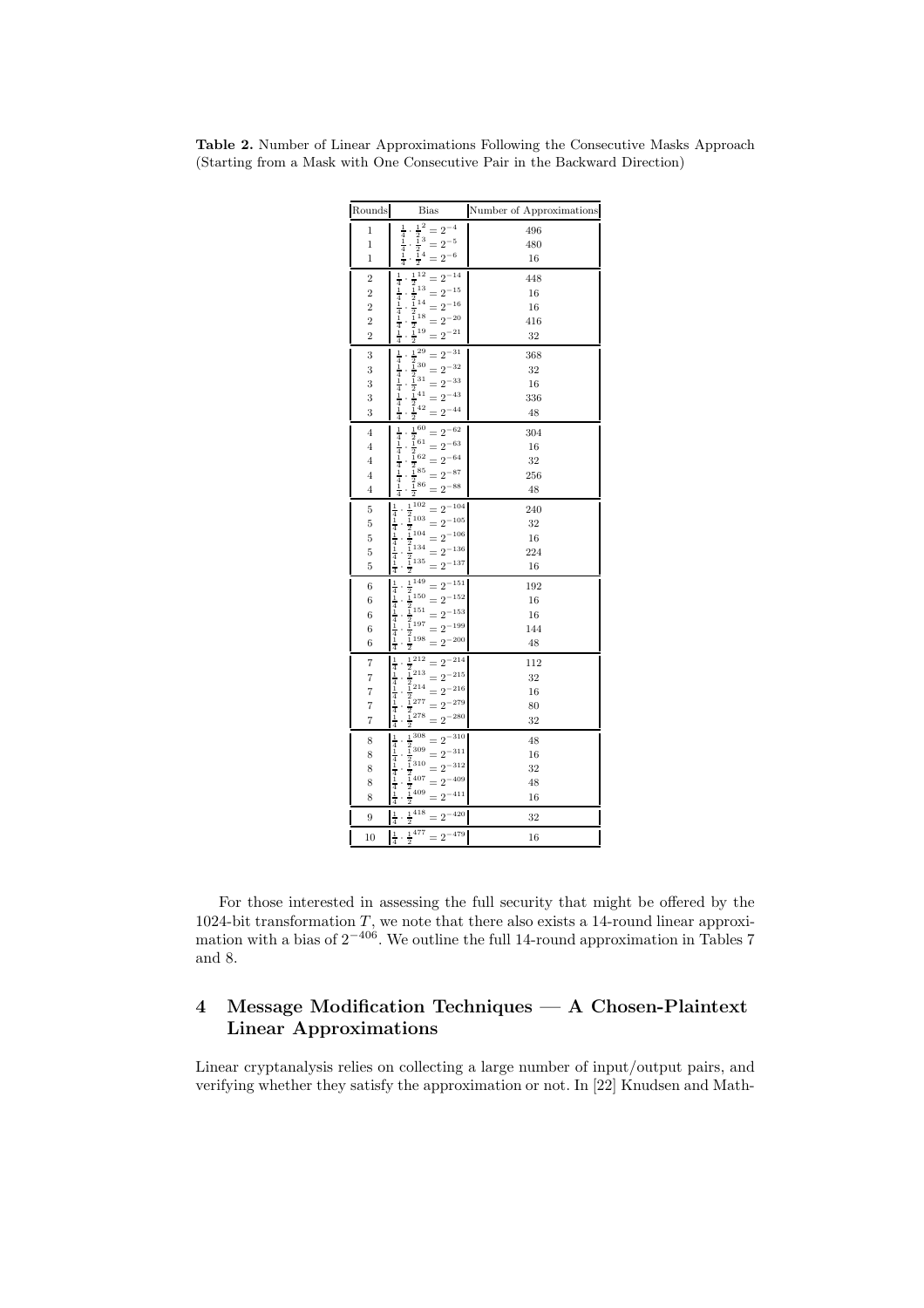**Table 2.** Number of Linear Approximations Following the Consecutive Masks Approach (Starting from a Mask with One Consecutive Pair in the Backward Direction)

| Rounds | Bias | Number of Approximations |
|---|---|---|
| 1 | $\frac{1}{4} \cdot \frac{1}{2}^{2} = 2^{-4}$ | 496 |
| 1 | $\frac{1}{4} \cdot \frac{1}{2}^{3} = 2^{-5}$ | 480 |
| 1 | $\frac{1}{4} \cdot \frac{1}{2}^{4} = 2^{-6}$ | 16 |
| 2 | $\frac{1}{4} \cdot \frac{1}{2}^{12} = 2^{-14}$ | 448 |
| 2 | $\frac{1}{4} \cdot \frac{1}{2}^{13} = 2^{-15}$ | 16 |
| 2 | $\frac{1}{4} \cdot \frac{1}{2}^{14} = 2^{-16}$ | 16 |
| 2 | $\frac{1}{4} \cdot \frac{1}{2}^{18} = 2^{-20}$ | 416 |
| 2 | $\frac{1}{4} \cdot \frac{1}{2}^{19} = 2^{-21}$ | 32 |
| 3 | $\frac{1}{4} \cdot \frac{1}{2}^{29} = 2^{-31}$ | 368 |
| 3 | $\frac{1}{4} \cdot \frac{1}{2}^{30} = 2^{-32}$ | 32 |
| 3 | $\frac{1}{4} \cdot \frac{1}{2}^{31} = 2^{-33}$ | 16 |
| 3 | $\frac{1}{4} \cdot \frac{1}{2}^{41} = 2^{-43}$ | 336 |
| 3 | $\frac{1}{4} \cdot \frac{1}{2}^{42} = 2^{-44}$ | 48 |
| 4 | $\frac{1}{4} \cdot \frac{1}{2}^{60} = 2^{-62}$ | 304 |
| 4 | $\frac{1}{4} \cdot \frac{1}{2}^{61} = 2^{-63}$ | 16 |
| 4 | $\frac{1}{4} \cdot \frac{1}{2}^{62} = 2^{-64}$ | 32 |
| 4 | $\frac{1}{4} \cdot \frac{1}{2}^{85} = 2^{-87}$ | 256 |
| 4 | $\frac{1}{4} \cdot \frac{1}{2}^{86} = 2^{-88}$ | 48 |
| 5 | $\frac{1}{4} \cdot \frac{1}{2}^{102} = 2^{-104}$ | 240 |
| 5 | $\frac{1}{4} \cdot \frac{1}{2}^{103} = 2^{-105}$ | 32 |
| 5 | $\frac{1}{4} \cdot \frac{1}{2}^{104} = 2^{-106}$ | 16 |
| 5 | $\frac{1}{4} \cdot \frac{1}{2}^{134} = 2^{-136}$ | 224 |
| 5 | $\frac{1}{4} \cdot \frac{1}{2}^{135} = 2^{-137}$ | 16 |
| 6 | $\frac{1}{4} \cdot \frac{1}{2}^{149} = 2^{-151}$ | 192 |
| 6 | $\frac{1}{4} \cdot \frac{1}{2}^{150} = 2^{-152}$ | 16 |
| 6 | $\frac{1}{4} \cdot \frac{1}{2}^{151} = 2^{-153}$ | 16 |
| 6 | $\frac{1}{4} \cdot \frac{1}{2}^{197} = 2^{-199}$ | 144 |
| 6 | $\frac{1}{4} \cdot \frac{1}{2}^{198} = 2^{-200}$ | 48 |
| 7 | $\frac{1}{4} \cdot \frac{1}{2}^{212} = 2^{-214}$ | 112 |
| 7 | $\frac{1}{4} \cdot \frac{1}{2}^{213} = 2^{-215}$ | 32 |
| 7 | $\frac{1}{4} \cdot \frac{1}{2}^{214} = 2^{-216}$ | 16 |
| 7 | $\frac{1}{4} \cdot \frac{1}{2}^{277} = 2^{-279}$ | 80 |
| 7 | $\frac{1}{4} \cdot \frac{1}{2}^{278} = 2^{-280}$ | 32 |
| 8 | $\frac{1}{4} \cdot \frac{1}{2}^{308} = 2^{-310}$ | 48 |
| 8 | $\frac{1}{4} \cdot \frac{1}{2}^{309} = 2^{-311}$ | 16 |
| 8 | $\frac{1}{4} \cdot \frac{1}{2}^{310} = 2^{-312}$ | 32 |
| 8 | $\frac{1}{4} \cdot \frac{1}{2}^{407} = 2^{-409}$ | 48 |
| 8 | $\frac{1}{4} \cdot \frac{1}{2}^{409} = 2^{-411}$ | 16 |
| 9 | $\frac{1}{4} \cdot \frac{1}{2}^{418} = 2^{-420}$ | 32 |
| 10 | $\frac{1}{4} \cdot \frac{1}{2}^{477} = 2^{-479}$ | 16 |

For those interested in assessing the full security that might be offered by the 1024-bit transformation $T$, we note that there also exists a 14-round linear approximation with a bias of $2^{-406}$. We outline the full 14-round approximation in Tables 7 and 8.

## 4 Message Modification Techniques — A Chosen-Plaintext Linear Approximations

Linear cryptanalysis relies on collecting a large number of input/output pairs, and verifying whether they satisfy the approximation or not. In [22] Knudsen and Math-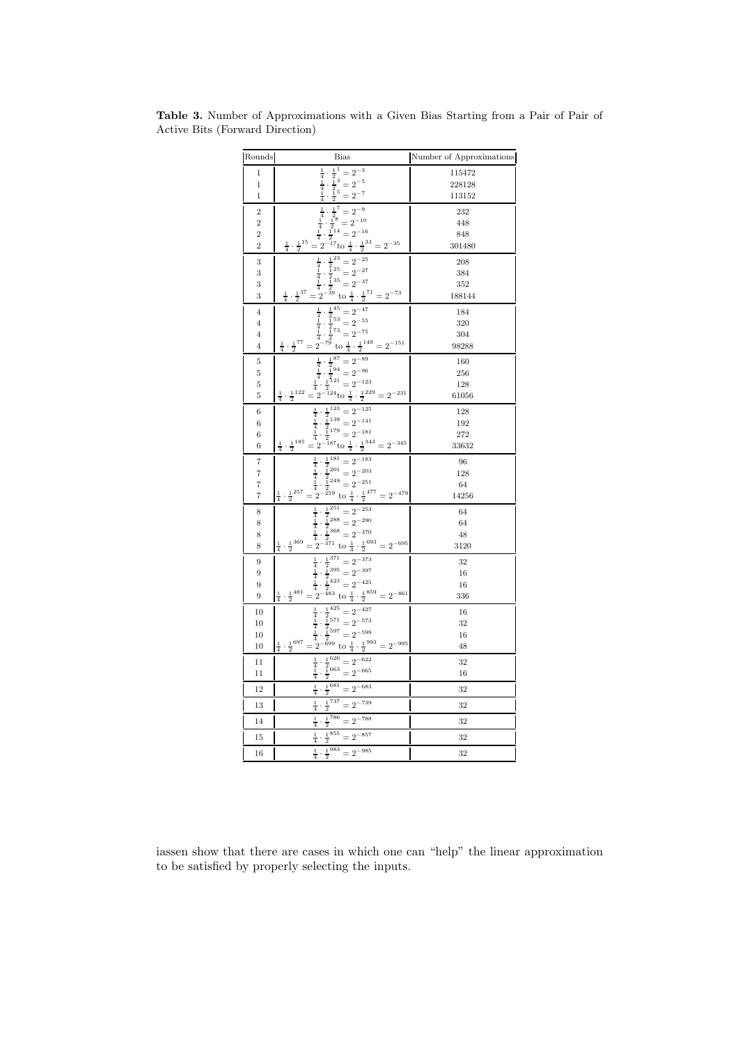**Table 3.** Number of Approximations with a Given Bias Starting from a Pair of Pair of Active Bits (Forward Direction)

| Rounds | Bias | Number of Approximations |
|---|---|---|
| 1 | $\frac{1}{4} \cdot \frac{1}{2}^{1} = 2^{-3}$ | 115472 |
| 1 | $\frac{1}{4} \cdot \frac{1}{2}^{3} = 2^{-5}$ | 228128 |
| 1 | $\frac{1}{4} \cdot \frac{1}{2}^{5} = 2^{-7}$ | 113152 |
| 2 | $\frac{1}{4} \cdot \frac{1}{2}^{7} = 2^{-9}$ | 232 |
| 2 | $\frac{1}{4} \cdot \frac{1}{2}^{8} = 2^{-10}$ | 448 |
| 2 | $\frac{1}{4} \cdot \frac{1}{2}^{14} = 2^{-16}$ | 848 |
| 2 | $\frac{1}{4} \cdot \frac{1}{2}^{15} = 2^{-17}$ to $\frac{1}{4} \cdot \frac{1}{2}^{33} = 2^{-35}$ | 301480 |
| 3 | $\frac{1}{4} \cdot \frac{1}{2}^{23} = 2^{-25}$ | 208 |
| 3 | $\frac{1}{4} \cdot \frac{1}{2}^{25} = 2^{-27}$ | 384 |
| 3 | $\frac{1}{4} \cdot \frac{1}{2}^{35} = 2^{-37}$ | 352 |
| 3 | $\frac{1}{4} \cdot \frac{1}{2}^{37} = 2^{-39}$ to $\frac{1}{4} \cdot \frac{1}{2}^{71} = 2^{-73}$ | 188144 |
| 4 | $\frac{1}{4} \cdot \frac{1}{2}^{45} = 2^{-47}$ | 184 |
| 4 | $\frac{1}{4} \cdot \frac{1}{2}^{53} = 2^{-55}$ | 320 |
| 4 | $\frac{1}{4} \cdot \frac{1}{2}^{73} = 2^{-75}$ | 304 |
| 4 | $\frac{1}{4} \cdot \frac{1}{2}^{77} = 2^{-79}$ to $\frac{1}{4} \cdot \frac{1}{2}^{149} = 2^{-151}$ | 98288 |
| 5 | $\frac{1}{4} \cdot \frac{1}{2}^{87} = 2^{-89}$ | 160 |
| 5 | $\frac{1}{4} \cdot \frac{1}{4}^{94} = 2^{-96}$ | 256 |
| 5 | $\frac{1}{4} \cdot \frac{1}{2}^{121} = 2^{-123}$ | 128 |
| 5 | $\frac{1}{4} \cdot \frac{1}{2}^{122} = 2^{-124}$ to $\frac{1}{4} \cdot \frac{1}{2}^{229} = 2^{-231}$ | 61056 |
| 6 | $\frac{1}{4} \cdot \frac{1}{2}^{123} = 2^{-125}$ | 128 |
| 6 | $\frac{1}{4} \cdot \frac{1}{2}^{139} = 2^{-141}$ | 192 |
| 6 | $\frac{1}{4} \cdot \frac{1}{2}^{179} = 2^{-181}$ | 272 |
| 6 | $\frac{1}{4} \cdot \frac{1}{2}^{185} = 2^{-187}$ to $\frac{1}{4} \cdot \frac{1}{2}^{343} = 2^{-345}$ | 33632 |
| 7 | $\frac{1}{4} \cdot \frac{1}{2}^{181} = 2^{-183}$ | 96 |
| 7 | $\frac{1}{4} \cdot \frac{1}{2}^{201} = 2^{-203}$ | 128 |
| 7 | $\frac{1}{4} \cdot \frac{1}{2}^{249} = 2^{-251}$ | 64 |
| 7 | $\frac{1}{4} \cdot \frac{1}{2}^{257} = 2^{-259}$ to $\frac{1}{4} \cdot \frac{1}{2}^{477} = 2^{-479}$ | 14256 |
| 8 | $\frac{1}{4} \cdot \frac{1}{2}^{251} = 2^{-253}$ | 64 |
| 8 | $\frac{1}{4} \cdot \frac{1}{2}^{288} = 2^{-290}$ | 64 |
| 8 | $\frac{1}{4} \cdot \frac{1}{2}^{368} = 2^{-370}$ | 48 |
| 8 | $\frac{1}{4} \cdot \frac{1}{2}^{369} = 2^{-371}$ to $\frac{1}{4} \cdot \frac{1}{2}^{693} = 2^{-695}$ | 3120 |
| 9 | $\frac{1}{4} \cdot \frac{1}{2}^{371} = 2^{-373}$ | 32 |
| 9 | $\frac{1}{4} \cdot \frac{1}{2}^{395} = 2^{-397}$ | 16 |
| 9 | $\frac{1}{4} \cdot \frac{1}{2}^{423} = 2^{-425}$ | 16 |
| 9 | $\frac{1}{4} \cdot \frac{1}{2}^{481} = 2^{-483}$ to $\frac{1}{4} \cdot \frac{1}{2}^{859} = 2^{-861}$ | 336 |
| 10 | $\frac{1}{4} \cdot \frac{1}{2}^{425} = 2^{-427}$ | 16 |
| 10 | $\frac{1}{4} \cdot \frac{1}{2}^{571} = 2^{-573}$ | 32 |
| 10 | $\frac{1}{4} \cdot \frac{1}{2}^{597} = 2^{-599}$ | 16 |
| 10 | $\frac{1}{4} \cdot \frac{1}{2}^{697} = 2^{-699}$ to $\frac{1}{4} \cdot \frac{1}{2}^{993} = 2^{-995}$ | 48 |
| 11 | $\frac{1}{4} \cdot \frac{1}{2}^{620} = 2^{-622}$ | 32 |
| 11 | $\frac{1}{4} \cdot \frac{1}{2}^{663} = 2^{-665}$ | 16 |
| 12 | $\frac{1}{4} \cdot \frac{1}{2}^{681} = 2^{-683}$ | 32 |
| 13 | $\frac{1}{4} \cdot \frac{1}{2}^{737} = 2^{-739}$ | 32 |
| 14 | $\frac{1}{4} \cdot \frac{1}{2}^{786} = 2^{-788}$ | 32 |
| 15 | $\frac{1}{4} \cdot \frac{1}{2}^{855} = 2^{-857}$ | 32 |
| 16 | $\frac{1}{4} \cdot \frac{1}{2}^{983} = 2^{-985}$ | 32 |

iassen show that there are cases in which one can "help" the linear approximation to be satisfied by properly selecting the inputs.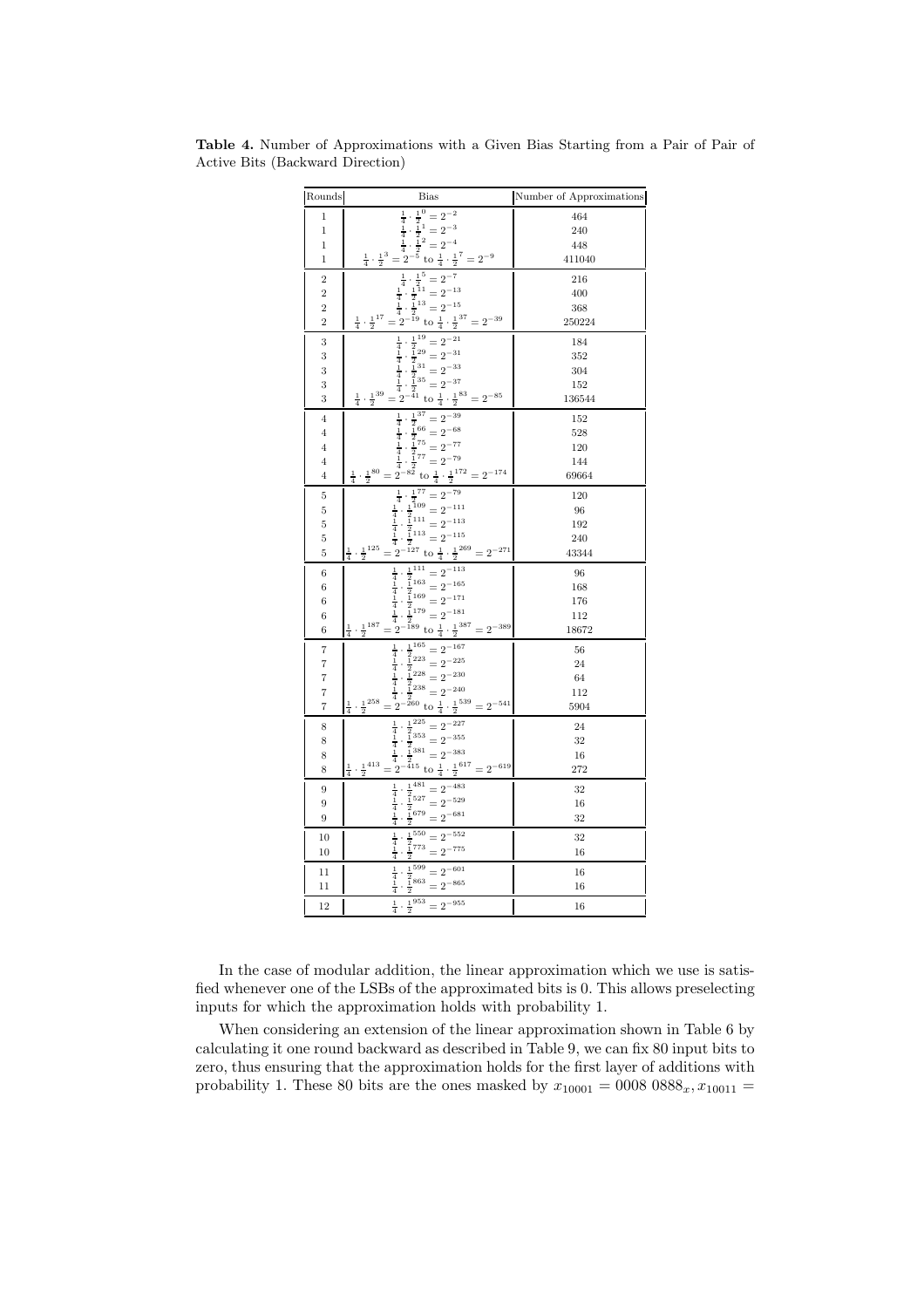**Table 4.** Number of Approximations with a Given Bias Starting from a Pair of Pair of Active Bits (Backward Direction)

| Rounds | Bias | Number of Approximations |
|---|---|---|
| 1 | $\frac{1}{4} \cdot \frac{1}{2}^{0} = 2^{-2}$ | 464 |
| 1 | $\frac{1}{4} \cdot \frac{1}{2}^{1} = 2^{-3}$ | 240 |
| 1 | $\frac{1}{4} \cdot \frac{1}{2}^{2} = 2^{-4}$ | 448 |
| 1 | $\frac{1}{4} \cdot \frac{1}{2}^{3} = 2^{-5}$ to $\frac{1}{4} \cdot \frac{1}{2}^{7} = 2^{-9}$ | 411040 |
| 2 | $\frac{1}{4} \cdot \frac{1}{2}^{5} = 2^{-7}$ | 216 |
| 2 | $\frac{1}{4} \cdot \frac{1}{2}^{11} = 2^{-13}$ | 400 |
| 2 | $\frac{1}{4} \cdot \frac{1}{2}^{13} = 2^{-15}$ | 368 |
| 2 | $\frac{1}{4} \cdot \frac{1}{2}^{17} = 2^{-19}$ to $\frac{1}{4} \cdot \frac{1}{2}^{37} = 2^{-39}$ | 250224 |
| 3 | $\frac{1}{4} \cdot \frac{1}{2}^{19} = 2^{-21}$ | 184 |
| 3 | $\frac{1}{4} \cdot \frac{1}{2}^{29} = 2^{-31}$ | 352 |
| 3 | $\frac{1}{4} \cdot \frac{1}{2}^{31} = 2^{-33}$ | 304 |
| 3 | $\frac{1}{4} \cdot \frac{1}{2}^{35} = 2^{-37}$ | 152 |
| 3 | $\frac{1}{4} \cdot \frac{1}{2}^{39} = 2^{-41}$ to $\frac{1}{4} \cdot \frac{1}{2}^{83} = 2^{-85}$ | 136544 |
| 4 | $\frac{1}{4} \cdot \frac{1}{2}^{37} = 2^{-39}$ | 152 |
| 4 | $\frac{1}{4} \cdot \frac{1}{2}^{66} = 2^{-68}$ | 528 |
| 4 | $\frac{1}{4} \cdot \frac{1}{2}^{75} = 2^{-77}$ | 120 |
| 4 | $\frac{1}{4} \cdot \frac{1}{2}^{77} = 2^{-79}$ | 144 |
| 4 | $\frac{1}{4} \cdot \frac{1}{2}^{80} = 2^{-82}$ to $\frac{1}{4} \cdot \frac{1}{2}^{172} = 2^{-174}$ | 69664 |
| 5 | $\frac{1}{4} \cdot \frac{1}{2}^{77} = 2^{-79}$ | 120 |
| 5 | $\frac{1}{4} \cdot \frac{1}{2}^{109} = 2^{-111}$ | 96 |
| 5 | $\frac{1}{4} \cdot \frac{1}{2}^{111} = 2^{-113}$ | 192 |
| 5 | $\frac{1}{4} \cdot \frac{1}{2}^{113} = 2^{-115}$ | 240 |
| 5 | $\frac{1}{4} \cdot \frac{1}{2}^{125} = 2^{-127}$ to $\frac{1}{4} \cdot \frac{1}{2}^{269} = 2^{-271}$ | 43344 |
| 6 | $\frac{1}{4} \cdot \frac{1}{2}^{111} = 2^{-113}$ | 96 |
| 6 | $\frac{1}{4} \cdot \frac{1}{2}^{163} = 2^{-165}$ | 168 |
| 6 | $\frac{1}{4} \cdot \frac{1}{2}^{169} = 2^{-171}$ | 176 |
| 6 | $\frac{1}{4} \cdot \frac{1}{2}^{179} = 2^{-181}$ | 112 |
| 6 | $\frac{1}{4} \cdot \frac{1}{2}^{187} = 2^{-189}$ to $\frac{1}{4} \cdot \frac{1}{2}^{387} = 2^{-389}$ | 18672 |
| 7 | $\frac{1}{4} \cdot \frac{1}{2}^{165} = 2^{-167}$ | 56 |
| 7 | $\frac{1}{4} \cdot \frac{1}{2}^{223} = 2^{-225}$ | 24 |
| 7 | $\frac{1}{4} \cdot \frac{1}{2}^{228} = 2^{-230}$ | 64 |
| 7 | $\frac{1}{4} \cdot \frac{1}{2}^{238} = 2^{-240}$ | 112 |
| 7 | $\frac{1}{4} \cdot \frac{1}{2}^{258} = 2^{-260}$ to $\frac{1}{4} \cdot \frac{1}{2}^{539} = 2^{-541}$ | 5904 |
| 8 | $\frac{1}{4} \cdot \frac{1}{2}^{225} = 2^{-227}$ | 24 |
| 8 | $\frac{1}{4} \cdot \frac{1}{2}^{353} = 2^{-355}$ | 32 |
| 8 | $\frac{1}{4} \cdot \frac{1}{2}^{381} = 2^{-383}$ | 16 |
| 8 | $\frac{1}{4} \cdot \frac{1}{2}^{413} = 2^{-415}$ to $\frac{1}{4} \cdot \frac{1}{2}^{617} = 2^{-619}$ | 272 |
| 9 | $\frac{1}{4} \cdot \frac{1}{2}^{481} = 2^{-483}$ | 32 |
| 9 | $\frac{1}{4} \cdot \frac{1}{2}^{527} = 2^{-529}$ | 16 |
| 9 | $\frac{1}{4} \cdot \frac{1}{2}^{679} = 2^{-681}$ | 32 |
| 10 | $\frac{1}{4} \cdot \frac{1}{2}^{550} = 2^{-552}$ | 32 |
| 10 | $\frac{1}{4} \cdot \frac{1}{2}^{773} = 2^{-775}$ | 16 |
| 11 | $\frac{1}{4} \cdot \frac{1}{2}^{599} = 2^{-601}$ | 16 |
| 11 | $\frac{1}{4} \cdot \frac{1}{2}^{863} = 2^{-865}$ | 16 |
| 12 | $\frac{1}{4} \cdot \frac{1}{2}^{953} = 2^{-955}$ | 16 |

In the case of modular addition, the linear approximation which we use is satisfied whenever one of the LSBs of the approximated bits is 0. This allows preselecting inputs for which the approximation holds with probability 1.

When considering an extension of the linear approximation shown in Table 6 by calculating it one round backward as described in Table 9, we can fix 80 input bits to zero, thus ensuring that the approximation holds for the first layer of additions with probability 1. These 80 bits are the ones masked by $x_{10001} = 0008\ 0888_x, x_{10011} =$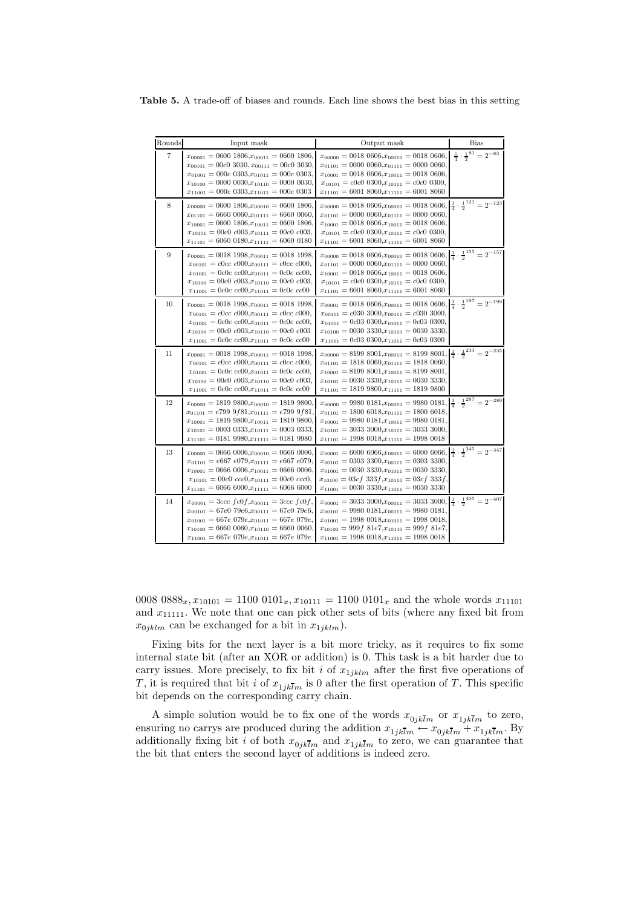**Table 5.** A trade-off of biases and rounds. Each line shows the best bias in this setting

| Rounds | Input mask | Output mask | Bias |
|---|---|---|---|
| 7 | $x_{00001} = 0600\ 1806, x_{00011} = 0600\ 1806,$ $x_{00101} = 00c0\ 3030, x_{00111} = 00c0\ 3030,$ $x_{01001} = 000c\ 0303, x_{01011} = 000c\ 0303,$ $x_{10100} = 0000\ 0030, x_{10110} = 0000\ 0030,$ $x_{11001} = 000c\ 0303, x_{11011} = 000c\ 0303$ | $x_{00000} = 0018\ 0606, x_{00010} = 0018\ 0606,$ $x_{01101} = 0000\ 0060, x_{01111} = 0000\ 0060,$ $x_{10001} = 0018\ 0606, x_{10011} = 0018\ 0606,$ $x_{10101} = c0c0\ 0300, x_{10111} = c0c0\ 0300,$ $x_{11101} = 6001\ 8060, x_{11111} = 6001\ 8060$ | $\frac{1}{4} \cdot \frac{1}{2}^{81} = 2^{-83}$ |
| 8 | $x_{00000} = 0600\ 1806, x_{00010} = 0600\ 1806,$ $x_{01101} = 6660\ 0060, x_{01111} = 6660\ 0060,$ $x_{10001} = 0600\ 1806, x_{10011} = 0600\ 1806,$ $x_{10101} = 00c0\ c003, x_{10111} = 00c0\ c003,$ $x_{11101} = 6060\ 0180, x_{11111} = 6060\ 0180$ | $x_{00000} = 0018\ 0606, x_{00010} = 0018\ 0606,$ $x_{01101} = 0000\ 0060, x_{01111} = 0000\ 0060,$ $x_{10001} = 0018\ 0606, x_{10011} = 0018\ 0606,$ $x_{10101} = c0c0\ 0300, x_{10111} = c0c0\ 0300,$ $x_{11101} = 6001\ 8060, x_{11111} = 6001\ 8060$ | $\frac{1}{4} \cdot \frac{1}{2}^{121} = 2^{-123}$ |
| 9 | $x_{00001} = 0018\ 1998, x_{00011} = 0018\ 1998,$ $x_{00101} = c0cc\ c000, x_{00111} = c0cc\ c000,$ $x_{01001} = 0c0c\ cc00, x_{01011} = 0c0c\ cc00,$ $x_{10100} = 00c0\ c003, x_{10110} = 00c0\ c003,$ $x_{11001} = 0c0c\ cc00, x_{11011} = 0c0c\ cc00$ | $x_{00000} = 0018\ 0606, x_{00010} = 0018\ 0606,$ $x_{01101} = 0000\ 0060, x_{01111} = 0000\ 0060,$ $x_{10001} = 0018\ 0606, x_{10011} = 0018\ 0606,$ $x_{10101} = c0c0\ 0300, x_{10111} = c0c0\ 0300,$ $x_{11101} = 6001\ 8060, x_{11111} = 6001\ 8060$ | $\frac{1}{4} \cdot \frac{1}{2}^{155} = 2^{-157}$ |
| 10 | $x_{00001} = 0018\ 1998, x_{00011} = 0018\ 1998,$ $x_{00101} = c0cc\ c000, x_{00111} = c0cc\ c000,$ $x_{01001} = 0c0c\ cc00, x_{01011} = 0c0c\ cc00,$ $x_{10100} = 00c0\ c003, x_{10110} = 00c0\ c003$ $x_{11001} = 0c0c\ cc00, x_{11011} = 0c0c\ cc00$ | $x_{00001} = 0018\ 0606, x_{00011} = 0018\ 0606,$ $x_{00101} = c030\ 3000, x_{00111} = c030\ 3000,$ $x_{01001} = 0c03\ 0300, x_{01011} = 0c03\ 0300,$ $x_{10100} = 0030\ 3330, x_{10110} = 0030\ 3330,$ $x_{11001} = 0c03\ 0300, x_{11011} = 0c03\ 0300$ | $\frac{1}{4} \cdot \frac{1}{2}^{197} = 2^{-199}$ |
| 11 | $x_{00001} = 0018\ 1998, x_{00011} = 0018\ 1998,$ $x_{00101} = c0cc\ c000, x_{00111} = c0cc\ c000,$ $x_{01001} = 0c0c\ cc00, x_{01011} = 0c0c\ cc00,$ $x_{10100} = 00c0\ c003, x_{10110} = 00c0\ c003,$ $x_{11001} = 0c0c\ cc00, x_{11011} = 0c0c\ cc00$ | $x_{00000} = 8199\ 8001, x_{00010} = 8199\ 8001,$ $x_{01101} = 1818\ 0060, x_{01111} = 1818\ 0060,$ $x_{10001} = 8199\ 8001, x_{10011} = 8199\ 8001,$ $x_{10101} = 0030\ 3330, x_{10111} = 0030\ 3330,$ $x_{11101} = 1819\ 9800, x_{11111} = 1819\ 9800$ | $\frac{1}{4} \cdot \frac{1}{2}^{233} = 2^{-235}$ |
| 12 | $x_{00000} = 1819\ 9800, x_{00010} = 1819\ 9800,$ $x_{01101} = e799\ 9f81, x_{01111} = e799\ 9f81,$ $x_{10001} = 1819\ 9800, x_{10011} = 1819\ 9800,$ $x_{10101} = 0003\ 0333, x_{10111} = 0003\ 0333,$ $x_{11101} = 0181\ 9980, x_{11111} = 0181\ 9980$ | $x_{00000} = 9980\ 0181, x_{00010} = 9980\ 0181,$ $x_{01101} = 1800\ 6018, x_{01111} = 1800\ 6018,$ $x_{10001} = 9980\ 0181, x_{10011} = 9980\ 0181,$ $x_{10101} = 3033\ 3000, x_{10111} = 3033\ 3000,$ $x_{11101} = 1998\ 0018, x_{11111} = 1998\ 0018$ | $\frac{1}{4} \cdot \frac{1}{2}^{287} = 2^{-289}$ |
| 13 | $x_{00000} = 0666\ 0006, x_{00010} = 0666\ 0006,$ $x_{01101} = e667\ e079, x_{01111} = e667\ e079,$ $x_{10001} = 0666\ 0006, x_{10011} = 0666\ 0006,$ $x_{10101} = 00c0\ ccc0, x_{10111} = 00c0\ ccc0,$ $x_{11101} = 6066\ 6000, x_{11111} = 6066\ 6000$ | $x_{00001} = 6000\ 6066, x_{00011} = 6000\ 6066,$ $x_{00101} = 0303\ 3300, x_{00111} = 0303\ 3300,$ $x_{01001} = 0030\ 3330, x_{01011} = 0030\ 3330,$ $x_{10100} = 03cf\ 333f, x_{10110} = 03cf\ 333f,$ $x_{11001} = 0030\ 3330, x_{11011} = 0030\ 3330$ | $\frac{1}{4} \cdot \frac{1}{2}^{345} = 2^{-347}$ |
| 14 | $x_{00001} = 3ccc\ fc0f, x_{00011} = 3ccc\ fc0f,$ $x_{00101} = 67e0\ 79e6, x_{00111} = 67e0\ 79e6,$ $x_{01001} = 667e\ 079e, x_{01011} = 667e\ 079e,$ $x_{10100} = 6660\ 0060, x_{10110} = 6660\ 0060,$ $x_{11001} = 667e\ 079e, x_{11011} = 667e\ 079e$ | $x_{00001} = 3033\ 3000, x_{00011} = 3033\ 3000,$ $x_{00101} = 9980\ 0181, x_{00111} = 9980\ 0181,$ $x_{01001} = 1998\ 0018, x_{01011} = 1998\ 0018,$ $x_{10100} = 999f\ 81e7, x_{10110} = 999f\ 81e7,$ $x_{11001} = 1998\ 0018, x_{11011} = 1998\ 0018$ | $\frac{1}{4} \cdot \frac{1}{2}^{405} = 2^{-407}$ |

0008 $0888_x$, $x_{10101} = 1100\ 0101_x$, $x_{10111} = 1100\ 0101_x$ and the whole words $x_{11101}$ and $x_{11111}$. We note that one can pick other sets of bits (where any fixed bit from $x_{0jklm}$ can be exchanged for a bit in $x_{1jklm}$).

Fixing bits for the next layer is a bit more tricky, as it requires to fix some internal state bit (after an XOR or addition) is 0. This task is a bit harder due to carry issues. More precisely, to fix bit $i$ of $x_{1jklm}$ after the first five operations of $T$, it is required that bit $i$ of $x_{1jk\bar{l}\bar{m}}$ is 0 after the first operation of $T$. This specific bit depends on the corresponding carry chain.

A simple solution would be to fix one of the words $x_{0jk\bar{l}m}$ or $x_{1jk\bar{l}m}$ to zero, ensuring no carrys are produced during the addition $x_{1jk\bar{l}m} \leftarrow x_{0jk\bar{l}m} + x_{1jk\bar{l}m}$. By additionally fixing bit $i$ of both $x_{0jk\bar{l}\bar{m}}$ and $x_{1jk\bar{l}m}$ to zero, we can guarantee that the bit that enters the second layer of additions is indeed zero.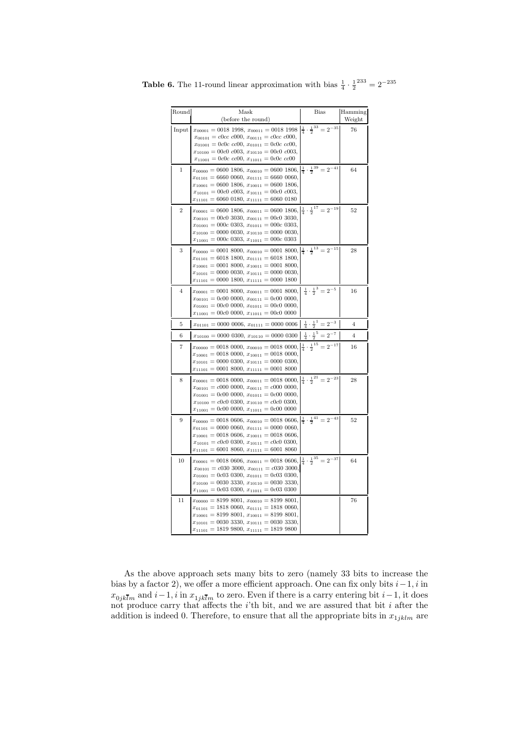**Table 6.** The 11-round linear approximation with bias $\frac{1}{4} \cdot \frac{1}{2}^{233} = 2^{-235}$

| Round | Mask (before the round) | Bias | Hamming Weight |
|---|---|---|---|
| Input | $x_{00001} = 0018\ 1998$, $x_{00011} = 0018\ 1998$, $x_{00101} = c0cc\ c000$, $x_{00111} = c0cc\ c000$, $x_{01001} = 0c0c\ cc00$, $x_{01011} = 0c0c\ cc00$, $x_{10100} = 00c0\ c003$, $x_{10110} = 00c0\ c003$, $x_{11001} = 0c0c\ cc00$, $x_{11011} = 0c0c\ cc00$ | $\frac{1}{4} \cdot \frac{1}{2}^{33} = 2^{-35}$ | 76 |
| 1 | $x_{00000} = 0600\ 1806$, $x_{00010} = 0600\ 1806$, $x_{01101} = 6660\ 0060$, $x_{01111} = 6660\ 0060$, $x_{10001} = 0600\ 1806$, $x_{10011} = 0600\ 1806$, $x_{10101} = 00c0\ c003$, $x_{10111} = 00c0\ c003$, $x_{11101} = 6060\ 0180$, $x_{11111} = 6060\ 0180$ | $\frac{1}{4} \cdot \frac{1}{2}^{39} = 2^{-41}$ | 64 |
| 2 | $x_{00001} = 0600\ 1806$, $x_{00011} = 0600\ 1806$, $x_{00101} = 00c0\ 3030$, $x_{00111} = 00c0\ 3030$, $x_{01001} = 000c\ 0303$, $x_{01011} = 000c\ 0303$, $x_{10100} = 0000\ 0030$, $x_{10110} = 0000\ 0030$, $x_{11001} = 000c\ 0303$, $x_{11011} = 000c\ 0303$ | $\frac{1}{4} \cdot \frac{1}{2}^{17} = 2^{-19}$ | 52 |
| 3 | $x_{00000} = 0001\ 8000$, $x_{00010} = 0001\ 8000$, $x_{01101} = 6018\ 1800$, $x_{01111} = 6018\ 1800$, $x_{10001} = 0001\ 8000$, $x_{10011} = 0001\ 8000$, $x_{10101} = 0000\ 0030$, $x_{10111} = 0000\ 0030$, $x_{11101} = 0000\ 1800$, $x_{11111} = 0000\ 1800$ | $\frac{1}{4} \cdot \frac{1}{2}^{13} = 2^{-15}$ | 28 |
| 4 | $x_{00001} = 0001\ 8000$, $x_{00011} = 0001\ 8000$, $x_{00101} = 0c00\ 0000$, $x_{00111} = 0c00\ 0000$, $x_{01001} = 00c0\ 0000$, $x_{01011} = 00c0\ 0000$, $x_{11001} = 00c0\ 0000$, $x_{11011} = 00c0\ 0000$ | $\frac{1}{4} \cdot \frac{1}{2}^{3} = 2^{-5}$ | 16 |
| 5 | $x_{01101} = 0000\ 0006$, $x_{01111} = 0000\ 0006$ | $\frac{1}{4} \cdot \frac{1}{2}^{1} = 2^{-3}$ | 4 |
| 6 | $x_{10100} = 0000\ 0300$, $x_{10110} = 0000\ 0300$ | $\frac{1}{4} \cdot \frac{1}{2}^{5} = 2^{-7}$ | 4 |
| 7 | $x_{00000} = 0018\ 0000$, $x_{00010} = 0018\ 0000$, $x_{10001} = 0018\ 0000$, $x_{10011} = 0018\ 0000$, $x_{10101} = 0000\ 0300$, $x_{10111} = 0000\ 0300$, $x_{11101} = 0001\ 8000$, $x_{11111} = 0001\ 8000$ | $\frac{1}{4} \cdot \frac{1}{2}^{15} = 2^{-17}$ | 16 |
| 8 | $x_{00001} = 0018\ 0000$, $x_{00011} = 0018\ 0000$, $x_{00101} = c000\ 0000$, $x_{00111} = c000\ 0000$, $x_{01001} = 0c00\ 0000$, $x_{01011} = 0c00\ 0000$, $x_{10100} = c0c0\ 0300$, $x_{10110} = c0c0\ 0300$, $x_{11001} = 0c00\ 0000$, $x_{11011} = 0c00\ 0000$ | $\frac{1}{4} \cdot \frac{1}{2}^{21} = 2^{-23}$ | 28 |
| 9 | $x_{00000} = 0018\ 0606$, $x_{00010} = 0018\ 0606$, $x_{01101} = 0000\ 0060$, $x_{01111} = 0000\ 0060$, $x_{10001} = 0018\ 0606$, $x_{10011} = 0018\ 0606$, $x_{10101} = c0c0\ 0300$, $x_{10111} = c0c0\ 0300$, $x_{11101} = 6001\ 8060$, $x_{11111} = 6001\ 8060$ | $\frac{1}{4} \cdot \frac{1}{2}^{41} = 2^{-43}$ | 52 |
| 10 | $x_{00001} = 0018\ 0606$, $x_{00011} = 0018\ 0606$, $x_{00101} = c030\ 3000$, $x_{00111} = c030\ 3000$, $x_{01001} = 0c03\ 0300$, $x_{01011} = 0c03\ 0300$, $x_{10100} = 0030\ 3330$, $x_{10110} = 0030\ 3330$, $x_{11001} = 0c03\ 0300$, $x_{11011} = 0c03\ 0300$ | $\frac{1}{4} \cdot \frac{1}{2}^{35} = 2^{-37}$ | 64 |
| 11 | $x_{00000} = 8199\ 8001$, $x_{00010} = 8199\ 8001$, $x_{01101} = 1818\ 0060$, $x_{01111} = 1818\ 0060$, $x_{10001} = 8199\ 8001$, $x_{10011} = 8199\ 8001$, $x_{10101} = 0030\ 3330$, $x_{10111} = 0030\ 3330$, $x_{11101} = 1819\ 9800$, $x_{11111} = 1819\ 9800$ | | 76 |

As the above approach sets many bits to zero (namely 33 bits to increase the bias by a factor 2), we offer a more efficient approach. One can fix only bits $i-1, i$ in $x_{0jk\bar{l}m}$ and $i-1, i$ in $x_{1jk\bar{l}m}$ to zero. Even if there is a carry entering bit $i-1$, it does not produce carry that affects the $i$'th bit, and we are assured that bit $i$ after the addition is indeed 0. Therefore, to ensure that all the appropriate bits in $x_{1jklm}$ are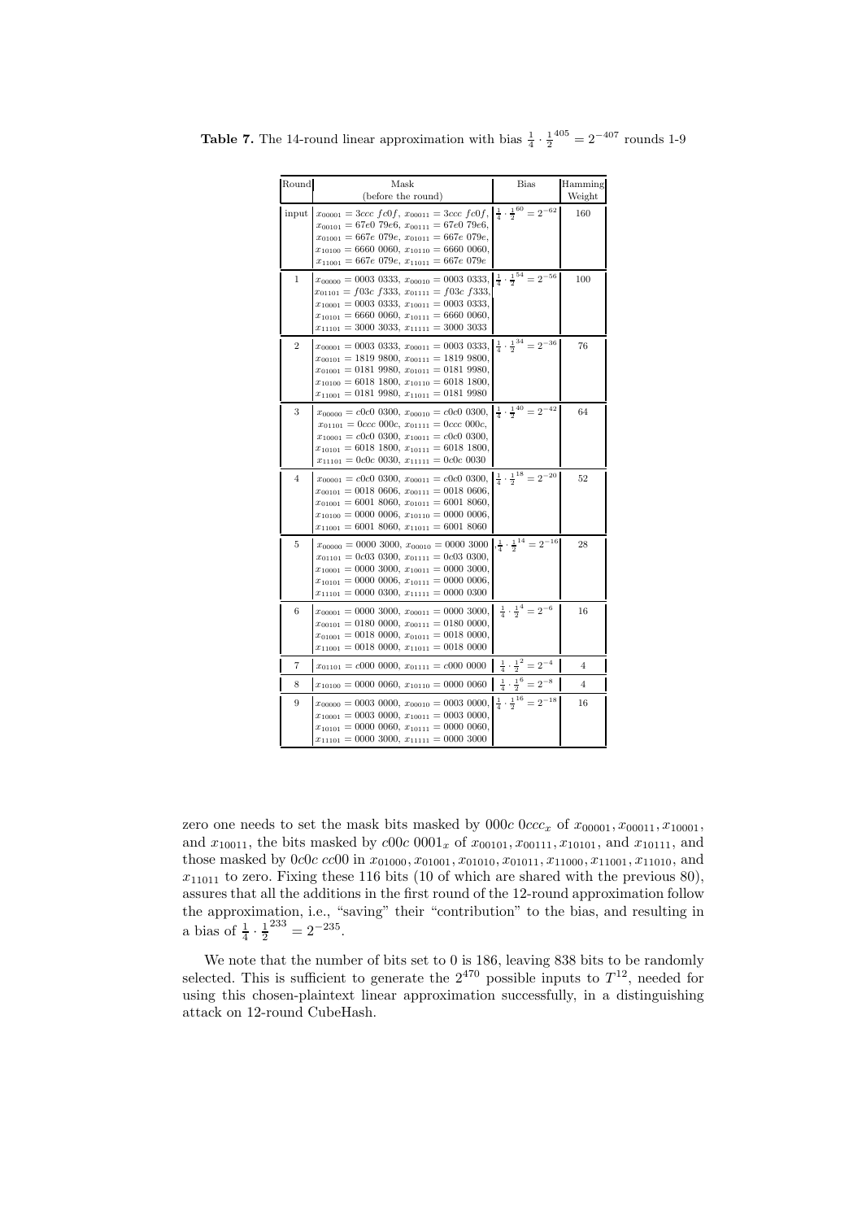**Table 7.** The 14-round linear approximation with bias $\frac{1}{4} \cdot \frac{1}{2}^{405} = 2^{-407}$ rounds 1-9

| Round | Mask (before the round) | Bias | Hamming Weight |
|---|---|---|---|
| input | $x_{00001} = 3ccc\ fc0f$, $x_{00011} = 3ccc\ fc0f$, $x_{00101} = 67e0\ 79e6$, $x_{00111} = 67e0\ 79e6$, $x_{01001} = 667e\ 079e$, $x_{01011} = 667e\ 079e$, $x_{10100} = 6660\ 0060$, $x_{10110} = 6660\ 0060$, $x_{11001} = 667e\ 079e$, $x_{11011} = 667e\ 079e$ | $\frac{1}{4} \cdot \frac{1}{2}^{60} = 2^{-62}$ | 160 |
| 1 | $x_{00000} = 0003\ 0333$, $x_{00010} = 0003\ 0333$, $x_{01101} = f03c\ f333$, $x_{01111} = f03c\ f333$, $x_{10001} = 0003\ 0333$, $x_{10011} = 0003\ 0333$, $x_{10101} = 6660\ 0060$, $x_{10111} = 6660\ 0060$, $x_{11101} = 3000\ 3033$, $x_{11111} = 3000\ 3033$ | $\frac{1}{4} \cdot \frac{1}{2}^{54} = 2^{-56}$ | 100 |
| 2 | $x_{00001} = 0003\ 0333$, $x_{00011} = 0003\ 0333$, $x_{00101} = 1819\ 9800$, $x_{00111} = 1819\ 9800$, $x_{01001} = 0181\ 9980$, $x_{01011} = 0181\ 9980$, $x_{10100} = 6018\ 1800$, $x_{10110} = 6018\ 1800$, $x_{11001} = 0181\ 9980$, $x_{11011} = 0181\ 9980$ | $\frac{1}{4} \cdot \frac{1}{2}^{34} = 2^{-36}$ | 76 |
| 3 | $x_{00000} = c0c0\ 0300$, $x_{00010} = c0c0\ 0300$, $x_{01101} = 0ccc\ 000c$, $x_{01111} = 0ccc\ 000c$, $x_{10001} = c0c0\ 0300$, $x_{10011} = c0c0\ 0300$, $x_{10101} = 6018\ 1800$, $x_{10111} = 6018\ 1800$, $x_{11101} = 0c0c\ 0030$, $x_{11111} = 0c0c\ 0030$ | $\frac{1}{4} \cdot \frac{1}{2}^{40} = 2^{-42}$ | 64 |
| 4 | $x_{00001} = c0c0\ 0300$, $x_{00011} = c0c0\ 0300$, $x_{00101} = 0018\ 0606$, $x_{00111} = 0018\ 0606$, $x_{01001} = 6001\ 8060$, $x_{01011} = 6001\ 8060$, $x_{10100} = 0000\ 0006$, $x_{10110} = 0000\ 0006$, $x_{11001} = 6001\ 8060$, $x_{11011} = 6001\ 8060$ | $\frac{1}{4} \cdot \frac{1}{2}^{18} = 2^{-20}$ | 52 |
| 5 | $x_{00000} = 0000\ 3000$, $x_{00010} = 0000\ 3000$, $x_{01101} = 0c03\ 0300$, $x_{01111} = 0c03\ 0300$, $x_{10001} = 0000\ 3000$, $x_{10011} = 0000\ 3000$, $x_{10101} = 0000\ 0006$, $x_{10111} = 0000\ 0006$, $x_{11101} = 0000\ 0300$, $x_{11111} = 0000\ 0300$ | $\frac{1}{4} \cdot \frac{1}{2}^{14} = 2^{-16}$ | 28 |
| 6 | $x_{00001} = 0000\ 3000$, $x_{00011} = 0000\ 3000$, $x_{00101} = 0180\ 0000$, $x_{00111} = 0180\ 0000$, $x_{01001} = 0018\ 0000$, $x_{01011} = 0018\ 0000$, $x_{11001} = 0018\ 0000$, $x_{11011} = 0018\ 0000$ | $\frac{1}{4} \cdot \frac{1}{2}^{4} = 2^{-6}$ | 16 |
| 7 | $x_{01101} = c000\ 0000$, $x_{01111} = c000\ 0000$ | $\frac{1}{4} \cdot \frac{1}{2}^{2} = 2^{-4}$ | 4 |
| 8 | $x_{10100} = 0000\ 0060$, $x_{10110} = 0000\ 0060$ | $\frac{1}{4} \cdot \frac{1}{2}^{6} = 2^{-8}$ | 4 |
| 9 | $x_{00000} = 0003\ 0000$, $x_{00010} = 0003\ 0000$, $x_{10001} = 0003\ 0000$, $x_{10011} = 0003\ 0000$, $x_{10101} = 0000\ 0060$, $x_{10111} = 0000\ 0060$, $x_{11101} = 0000\ 3000$, $x_{11111} = 0000\ 3000$ | $\frac{1}{4} \cdot \frac{1}{2}^{16} = 2^{-18}$ | 16 |

zero one needs to set the mask bits masked by $000c\ 0ccc_x$ of $x_{00001}, x_{00011}, x_{10001}$, and $x_{10011}$, the bits masked by $c00c\ 0001_x$ of $x_{00101}, x_{00111}, x_{10101}$, and $x_{10111}$, and those masked by $0c0c\ cc00$ in $x_{01000}, x_{01001}, x_{01010}, x_{01011}, x_{11000}, x_{11001}, x_{11010}$, and $x_{11011}$ to zero. Fixing these 116 bits (10 of which are shared with the previous 80), assures that all the additions in the first round of the 12-round approximation follow the approximation, i.e., "saving" their "contribution" to the bias, and resulting in a bias of $\frac{1}{4} \cdot \frac{1}{2}^{233} = 2^{-235}$.

We note that the number of bits set to 0 is 186, leaving 838 bits to be randomly selected. This is sufficient to generate the $2^{470}$ possible inputs to $T^{12}$, needed for using this chosen-plaintext linear approximation successfully, in a distinguishing attack on 12-round CubeHash.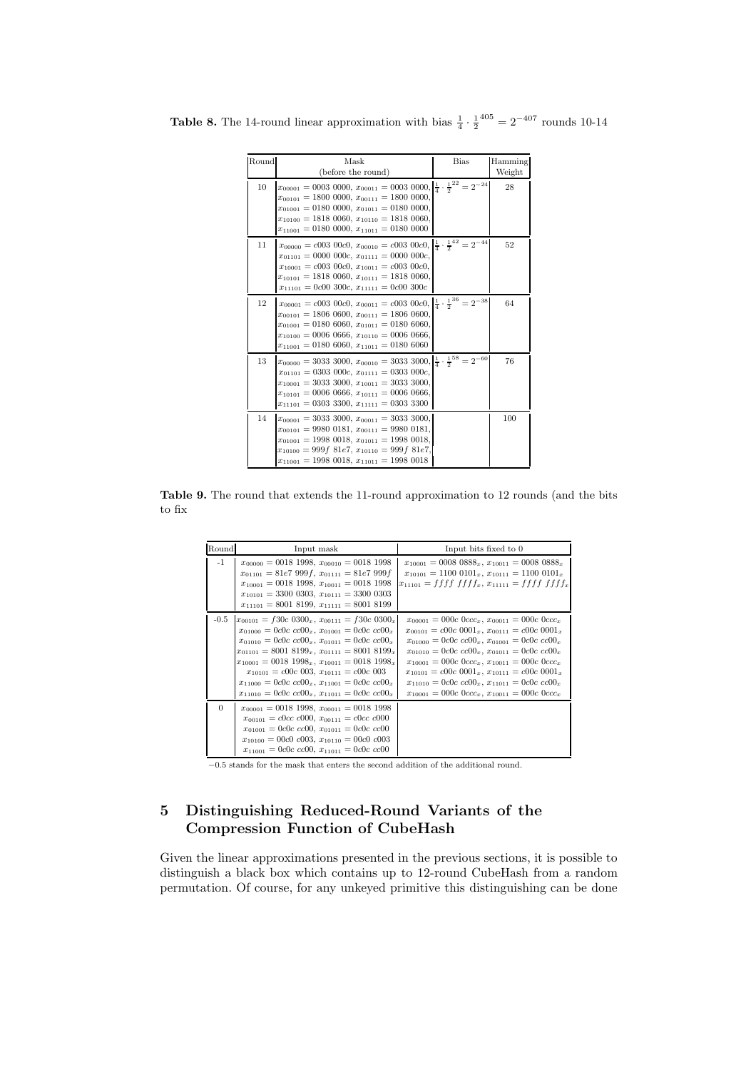**Table 8.** The 14-round linear approximation with bias $\frac{1}{4} \cdot \frac{1}{2}^{405} = 2^{-407}$ rounds 10-14

| Round | Mask (before the round) | Bias | Hamming Weight |
|---|---|---|---|
| 10 | $x_{00001} = 0003\ 0000$, $x_{00011} = 0003\ 0000$, $x_{00101} = 1800\ 0000$, $x_{00111} = 1800\ 0000$, $x_{01001} = 0180\ 0000$, $x_{01011} = 0180\ 0000$, $x_{10100} = 1818\ 0060$, $x_{10110} = 1818\ 0060$, $x_{11001} = 0180\ 0000$, $x_{11011} = 0180\ 0000$ | $\frac{1}{4} \cdot \frac{1}{2}^{22} = 2^{-24}$ | 28 |
| 11 | $x_{00000} = c003\ 00c0$, $x_{00010} = c003\ 00c0$, $x_{01101} = 0000\ 000c$, $x_{01111} = 0000\ 000c$, $x_{10001} = c003\ 00c0$, $x_{10011} = c003\ 00c0$, $x_{10101} = 1818\ 0060$, $x_{10111} = 1818\ 0060$, $x_{11101} = 0c00\ 300c$, $x_{11111} = 0c00\ 300c$ | $\frac{1}{4} \cdot \frac{1}{2}^{42} = 2^{-44}$ | 52 |
| 12 | $x_{00001} = c003\ 00c0$, $x_{00011} = c003\ 00c0$, $x_{00101} = 1806\ 0600$, $x_{00111} = 1806\ 0600$, $x_{01001} = 0180\ 6060$, $x_{01011} = 0180\ 6060$, $x_{10100} = 0006\ 0666$, $x_{10110} = 0006\ 0666$, $x_{11001} = 0180\ 6060$, $x_{11011} = 0180\ 6060$ | $\frac{1}{4} \cdot \frac{1}{2}^{36} = 2^{-38}$ | 64 |
| 13 | $x_{00000} = 3033\ 3000$, $x_{00010} = 3033\ 3000$, $x_{01101} = 0303\ 000c$, $x_{01111} = 0303\ 000c$, $x_{10001} = 3033\ 3000$, $x_{10011} = 3033\ 3000$, $x_{10101} = 0006\ 0666$, $x_{10111} = 0006\ 0666$, $x_{11101} = 0303\ 3300$, $x_{11111} = 0303\ 3300$ | $\frac{1}{4} \cdot \frac{1}{2}^{58} = 2^{-60}$ | 76 |
| 14 | $x_{00001} = 3033\ 3000$, $x_{00011} = 3033\ 3000$, $x_{00101} = 9980\ 0181$, $x_{00111} = 9980\ 0181$, $x_{01001} = 1998\ 0018$, $x_{01011} = 1998\ 0018$, $x_{10100} = 999f\ 81e7$, $x_{10110} = 999f\ 81e7$, $x_{11001} = 1998\ 0018$, $x_{11011} = 1998\ 0018$ | | 100 |

**Table 9.** The round that extends the 11-round approximation to 12 rounds (and the bits to fix

| Round | Input mask | Input bits fixed to 0 |
|---|---|---|
| -1 | $x_{00000} = 0018\ 1998$, $x_{00010} = 0018\ 1998$, $x_{01101} = 81e7\ 999f$, $x_{01111} = 81e7\ 999f$, $x_{10001} = 0018\ 1998$, $x_{10011} = 0018\ 1998$, $x_{10101} = 3300\ 0303$, $x_{10111} = 3300\ 0303$, $x_{11101} = 8001\ 8199$, $x_{11111} = 8001\ 8199$ | $x_{10001} = 0008\ 0888_x$, $x_{10011} = 0008\ 0888_x$, $x_{10101} = 1100\ 0101_x$, $x_{10111} = 1100\ 0101_x$, $x_{11101} = ffff\ ffff_x$, $x_{11111} = ffff\ ffff_x$ |
| -0.5 | $x_{00101} = f30c\ 0300_x$, $x_{00111} = f30c\ 0300_x$, $x_{01000} = 0c0c\ cc00_x$, $x_{01001} = 0c0c\ cc00_x$, $x_{01010} = 0c0c\ cc00_x$, $x_{01011} = 0c0c\ cc00_x$, $x_{01101} = 8001\ 8199_x$, $x_{01111} = 8001\ 8199_x$, $x_{10001} = 0018\ 1998_x$, $x_{10011} = 0018\ 1998_x$, $x_{10101} = c00c\ 003$, $x_{10111} = c00c\ 003$, $x_{11000} = 0c0c\ cc00_x$, $x_{11001} = 0c0c\ cc00_x$, $x_{11010} = 0c0c\ cc00_x$, $x_{11011} = 0c0c\ cc00_x$ | $x_{00001} = 000c\ 0ccc_x$, $x_{00011} = 000c\ 0ccc_x$, $x_{00101} = c00c\ 0001_x$, $x_{00111} = c00c\ 0001_x$, $x_{01000} = 0c0c\ cc00_x$, $x_{01001} = 0c0c\ cc00_x$, $x_{01010} = 0c0c\ cc00_x$, $x_{01011} = 0c0c\ cc00_x$, $x_{10001} = 000c\ 0ccc_x$, $x_{10011} = 000c\ 0ccc_x$, $x_{10101} = c00c\ 0001_x$, $x_{10111} = c00c\ 0001_x$, $x_{11010} = 0c0c\ cc00_x$, $x_{11011} = 0c0c\ cc00_x$, $x_{10001} = 000c\ 0ccc_x$, $x_{10011} = 000c\ 0ccc_x$ |
| 0 | $x_{00001} = 0018\ 1998$, $x_{00011} = 0018\ 1998$, $x_{00101} = c0cc\ c000$, $x_{00111} = c0cc\ c000$, $x_{01001} = 0c0c\ cc00$, $x_{01011} = 0c0c\ cc00$, $x_{10100} = 00c0\ c003$, $x_{10110} = 00c0\ c003$, $x_{11001} = 0c0c\ cc00$, $x_{11011} = 0c0c\ cc00$ | |

−0.5 stands for the mask that enters the second addition of the additional round.

## 5 Distinguishing Reduced-Round Variants of the Compression Function of CubeHash

Given the linear approximations presented in the previous sections, it is possible to distinguish a black box which contains up to 12-round CubeHash from a random permutation. Of course, for any unkeyed primitive this distinguishing can be done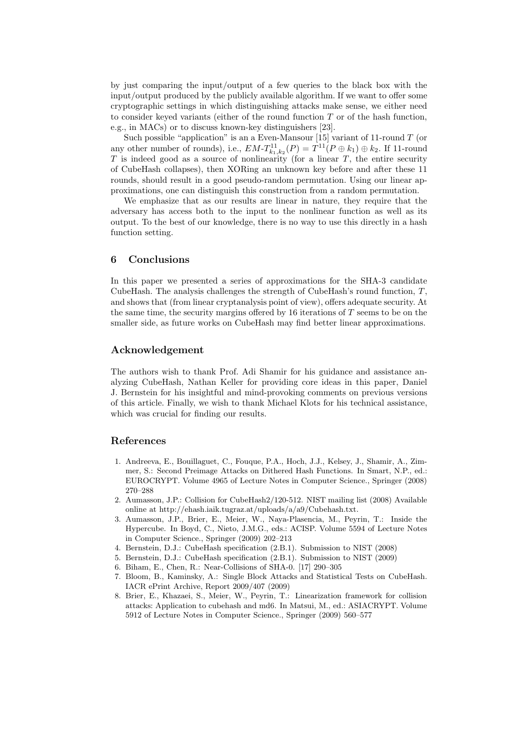by just comparing the input/output of a few queries to the black box with the input/output produced by the publicly available algorithm. If we want to offer some cryptographic settings in which distinguishing attacks make sense, we either need to consider keyed variants (either of the round function $T$ or of the hash function, e.g., in MACs) or to discuss known-key distinguishers [23].

Such possible "application" is an a Even-Mansour [15] variant of 11-round $T$ (or any other number of rounds), i.e., $EM\text{-}T^{11}_{k_1,k_2}(P) = T^{11}(P \oplus k_1) \oplus k_2$. If 11-round $T$ is indeed good as a source of nonlinearity (for a linear $T$, the entire security of CubeHash collapses), then XORing an unknown key before and after these 11 rounds, should result in a good pseudo-random permutation. Using our linear approximations, one can distinguish this construction from a random permutation.

We emphasize that as our results are linear in nature, they require that the adversary has access both to the input to the nonlinear function as well as its output. To the best of our knowledge, there is no way to use this directly in a hash function setting.

## 6 Conclusions

In this paper we presented a series of approximations for the SHA-3 candidate CubeHash. The analysis challenges the strength of CubeHash's round function, $T$, and shows that (from linear cryptanalysis point of view), offers adequate security. At the same time, the security margins offered by 16 iterations of $T$ seems to be on the smaller side, as future works on CubeHash may find better linear approximations.

## Acknowledgement

The authors wish to thank Prof. Adi Shamir for his guidance and assistance analyzing CubeHash, Nathan Keller for providing core ideas in this paper, Daniel J. Bernstein for his insightful and mind-provoking comments on previous versions of this article. Finally, we wish to thank Michael Klots for his technical assistance, which was crucial for finding our results.

## References

1. Andreeva, E., Bouillaguet, C., Fouque, P.A., Hoch, J.J., Kelsey, J., Shamir, A., Zimmer, S.: Second Preimage Attacks on Dithered Hash Functions. In Smart, N.P., ed.: EUROCRYPT. Volume 4965 of Lecture Notes in Computer Science., Springer (2008) 270–288
2. Aumasson, J.P.: Collision for CubeHash2/120-512. NIST mailing list (2008) Available online at http://ehash.iaik.tugraz.at/uploads/a/a9/Cubehash.txt.
3. Aumasson, J.P., Brier, E., Meier, W., Naya-Plasencia, M., Peyrin, T.: Inside the Hypercube. In Boyd, C., Nieto, J.M.G., eds.: ACISP. Volume 5594 of Lecture Notes in Computer Science., Springer (2009) 202–213
4. Bernstein, D.J.: CubeHash specification (2.B.1). Submission to NIST (2008)
5. Bernstein, D.J.: CubeHash specification (2.B.1). Submission to NIST (2009)
6. Biham, E., Chen, R.: Near-Collisions of SHA-0. [17] 290–305
7. Bloom, B., Kaminsky, A.: Single Block Attacks and Statistical Tests on CubeHash. IACR ePrint Archive, Report 2009/407 (2009)
8. Brier, E., Khazaei, S., Meier, W., Peyrin, T.: Linearization framework for collision attacks: Application to cubehash and md6. In Matsui, M., ed.: ASIACRYPT. Volume 5912 of Lecture Notes in Computer Science., Springer (2009) 560–577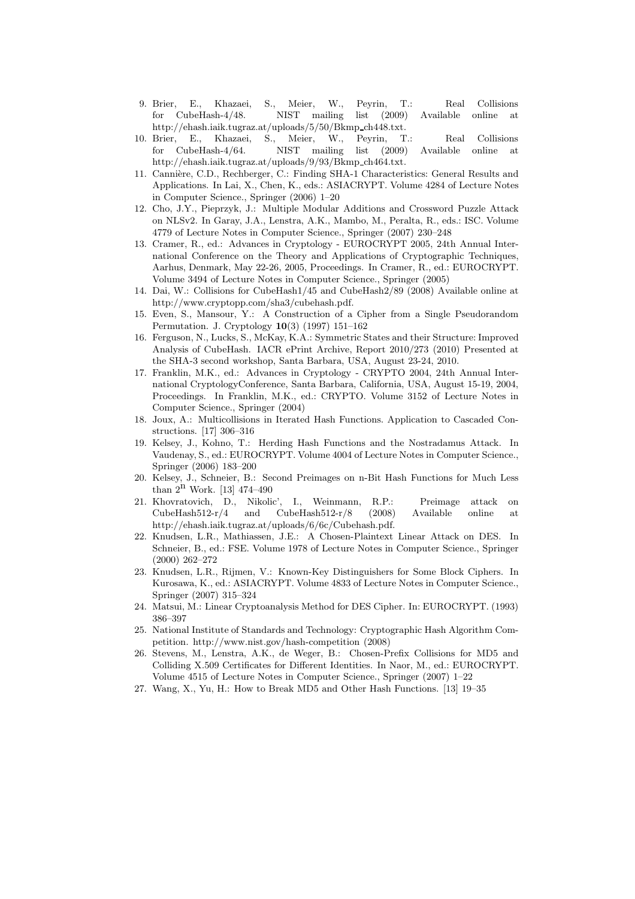9. Brier, E., Khazaei, S., Meier, W., Peyrin, T.: Real Collisions for CubeHash-4/48. NIST mailing list (2009) Available online at http://ehash.iaik.tugraz.at/uploads/5/50/Bkmp_ch448.txt.
10. Brier, E., Khazaei, S., Meier, W., Peyrin, T.: Real Collisions for CubeHash-4/64. NIST mailing list (2009) Available online at http://ehash.iaik.tugraz.at/uploads/9/93/Bkmp_ch464.txt.
11. Cannière, C.D., Rechberger, C.: Finding SHA-1 Characteristics: General Results and Applications. In Lai, X., Chen, K., eds.: ASIACRYPT. Volume 4284 of Lecture Notes in Computer Science., Springer (2006) 1–20
12. Cho, J.Y., Pieprzyk, J.: Multiple Modular Additions and Crossword Puzzle Attack on NLSv2. In Garay, J.A., Lenstra, A.K., Mambo, M., Peralta, R., eds.: ISC. Volume 4779 of Lecture Notes in Computer Science., Springer (2007) 230–248
13. Cramer, R., ed.: Advances in Cryptology - EUROCRYPT 2005, 24th Annual International Conference on the Theory and Applications of Cryptographic Techniques, Aarhus, Denmark, May 22-26, 2005, Proceedings. In Cramer, R., ed.: EUROCRYPT. Volume 3494 of Lecture Notes in Computer Science., Springer (2005)
14. Dai, W.: Collisions for CubeHash1/45 and CubeHash2/89 (2008) Available online at http://www.cryptopp.com/sha3/cubehash.pdf.
15. Even, S., Mansour, Y.: A Construction of a Cipher from a Single Pseudorandom Permutation. J. Cryptology **10**(3) (1997) 151–162
16. Ferguson, N., Lucks, S., McKay, K.A.: Symmetric States and their Structure: Improved Analysis of CubeHash. IACR ePrint Archive, Report 2010/273 (2010) Presented at the SHA-3 second workshop, Santa Barbara, USA, August 23-24, 2010.
17. Franklin, M.K., ed.: Advances in Cryptology - CRYPTO 2004, 24th Annual International CryptologyConference, Santa Barbara, California, USA, August 15-19, 2004, Proceedings. In Franklin, M.K., ed.: CRYPTO. Volume 3152 of Lecture Notes in Computer Science., Springer (2004)
18. Joux, A.: Multicollisions in Iterated Hash Functions. Application to Cascaded Constructions. [17] 306–316
19. Kelsey, J., Kohno, T.: Herding Hash Functions and the Nostradamus Attack. In Vaudenay, S., ed.: EUROCRYPT. Volume 4004 of Lecture Notes in Computer Science., Springer (2006) 183–200
20. Kelsey, J., Schneier, B.: Second Preimages on n-Bit Hash Functions for Much Less than $2^n$ Work. [13] 474–490
21. Khovratovich, D., Nikolic', I., Weinmann, R.P.: Preimage attack on CubeHash512-r/4 and CubeHash512-r/8 (2008) Available online at http://ehash.iaik.tugraz.at/uploads/6/6c/Cubehash.pdf.
22. Knudsen, L.R., Mathiassen, J.E.: A Chosen-Plaintext Linear Attack on DES. In Schneier, B., ed.: FSE. Volume 1978 of Lecture Notes in Computer Science., Springer (2000) 262–272
23. Knudsen, L.R., Rijmen, V.: Known-Key Distinguishers for Some Block Ciphers. In Kurosawa, K., ed.: ASIACRYPT. Volume 4833 of Lecture Notes in Computer Science., Springer (2007) 315–324
24. Matsui, M.: Linear Cryptoanalysis Method for DES Cipher. In: EUROCRYPT. (1993) 386–397
25. National Institute of Standards and Technology: Cryptographic Hash Algorithm Competition. http://www.nist.gov/hash-competition (2008)
26. Stevens, M., Lenstra, A.K., de Weger, B.: Chosen-Prefix Collisions for MD5 and Colliding X.509 Certificates for Different Identities. In Naor, M., ed.: EUROCRYPT. Volume 4515 of Lecture Notes in Computer Science., Springer (2007) 1–22
27. Wang, X., Yu, H.: How to Break MD5 and Other Hash Functions. [13] 19–35